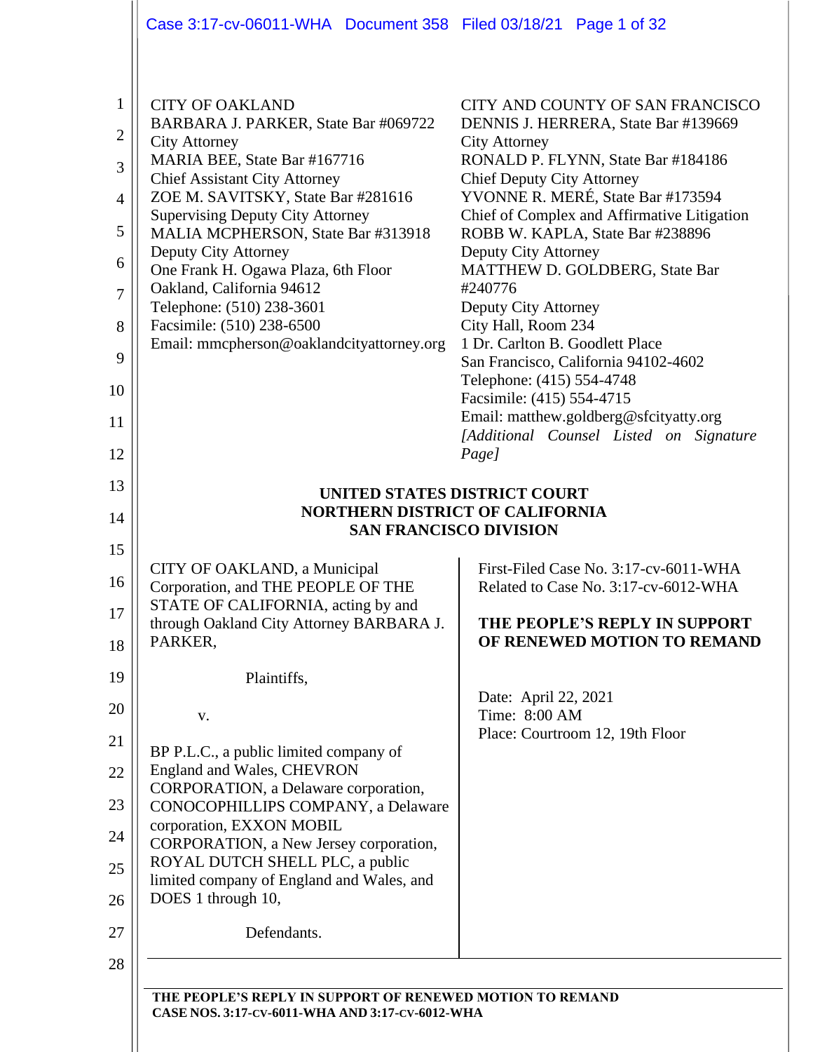CITY OF OAKLAND
BARBARA J. PARKER, State Bar #069722
City Attorney
MARIA BEE, State Bar #167716
Chief Assistant City Attorney
ZOE M. SAVITSKY, State Bar #281616
Supervising Deputy City Attorney
MALIA MCPHERSON, State Bar #313918
Deputy City Attorney
One Frank H. Ogawa Plaza, 6th Floor
Oakland, California 94612
Telephone: (510) 238-3601
Facsimile: (510) 238-6500
Email: mmcpherson@oaklandcityattorney.org

CITY AND COUNTY OF SAN FRANCISCO
DENNIS J. HERRERA, State Bar #139669
City Attorney
RONALD P. FLYNN, State Bar #184186
Chief Deputy City Attorney
YVONNE R. MERÉ, State Bar #173594
Chief of Complex and Affirmative Litigation
ROBB W. KAPLA, State Bar #238896
Deputy City Attorney
MATTHEW D. GOLDBERG, State Bar #240776
Deputy City Attorney
City Hall, Room 234
1 Dr. Carlton B. Goodlett Place
San Francisco, California 94102-4602
Telephone: (415) 554-4748
Facsimile: (415) 554-4715
Email: matthew.goldberg@sfcityatty.org
*[Additional Counsel Listed on Signature Page]*

**UNITED STATES DISTRICT COURT**
**NORTHERN DISTRICT OF CALIFORNIA**
**SAN FRANCISCO DIVISION**

CITY OF OAKLAND, a Municipal Corporation, and THE PEOPLE OF THE STATE OF CALIFORNIA, acting by and through Oakland City Attorney BARBARA J. PARKER,

Plaintiffs,

v.

BP P.L.C., a public limited company of England and Wales, CHEVRON CORPORATION, a Delaware corporation, CONOCOPHILLIPS COMPANY, a Delaware corporation, EXXON MOBIL CORPORATION, a New Jersey corporation, ROYAL DUTCH SHELL PLC, a public limited company of England and Wales, and DOES 1 through 10,

Defendants.

First-Filed Case No. 3:17-cv-6011-WHA
Related to Case No. 3:17-cv-6012-WHA

**THE PEOPLE'S REPLY IN SUPPORT OF RENEWED MOTION TO REMAND**

Date: April 22, 2021
Time: 8:00 AM
Place: Courtroom 12, 19th Floor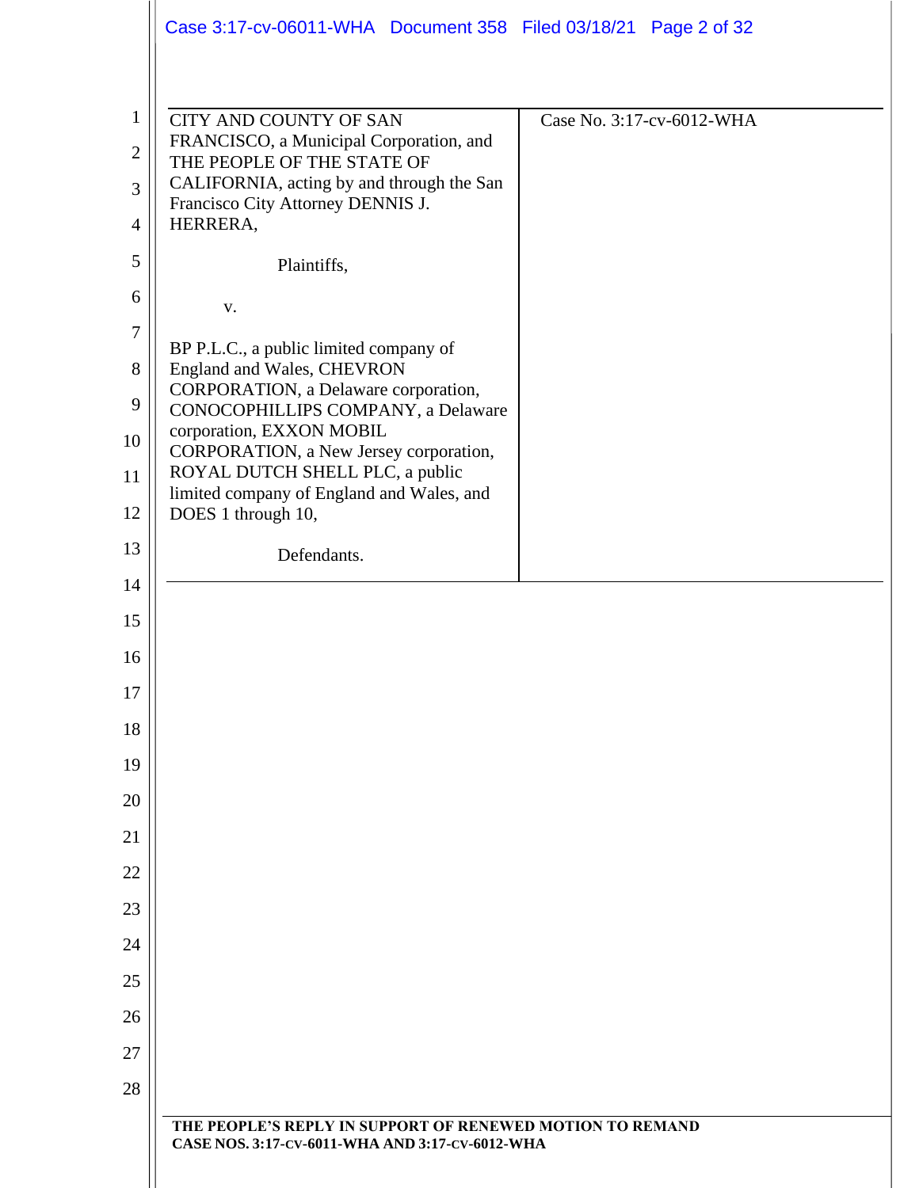| CITY AND COUNTY OF SAN FRANCISCO, a Municipal Corporation, and THE PEOPLE OF THE STATE OF CALIFORNIA, acting by and through the San Francisco City Attorney DENNIS J. HERRERA,<br><br>Plaintiffs,<br><br>v.<br><br>BP P.L.C., a public limited company of England and Wales, CHEVRON CORPORATION, a Delaware corporation, CONOCOPHILLIPS COMPANY, a Delaware corporation, EXXON MOBIL CORPORATION, a New Jersey corporation, ROYAL DUTCH SHELL PLC, a public limited company of England and Wales, and DOES 1 through 10,<br><br>Defendants. | Case No. 3:17-cv-6012-WHA |
|---|---|

THE PEOPLE'S REPLY IN SUPPORT OF RENEWED MOTION TO REMAND
CASE NOS. 3:17-CV-6011-WHA AND 3:17-CV-6012-WHA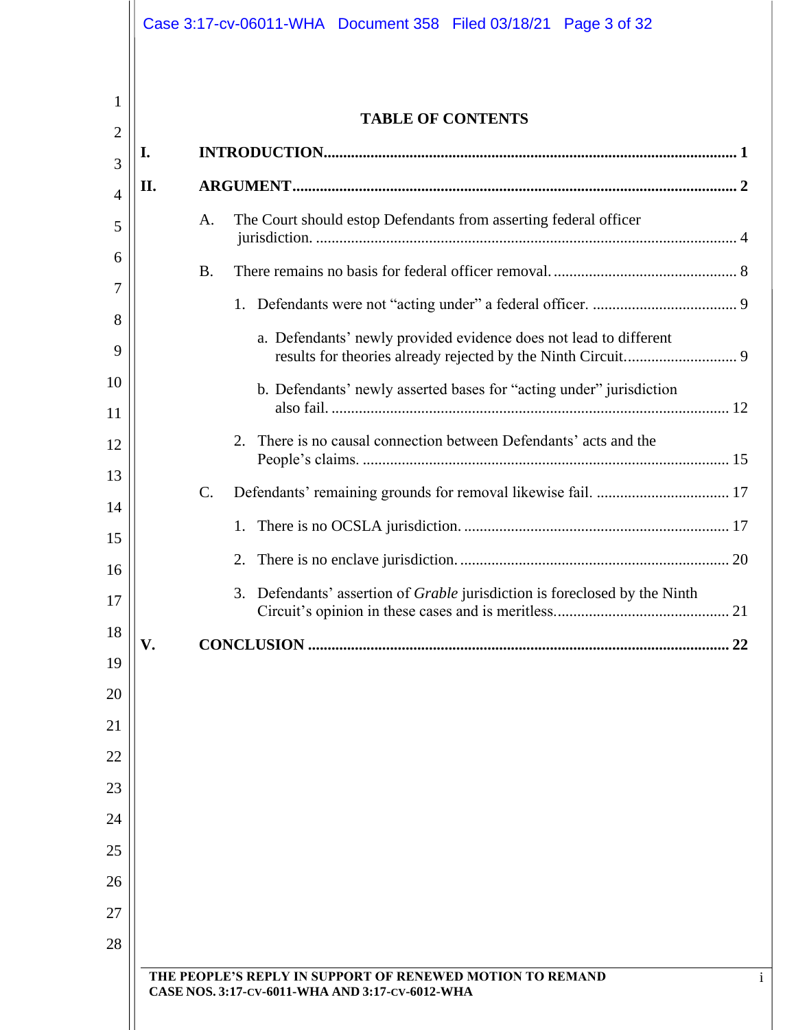## TABLE OF CONTENTS

**I. INTRODUCTION** ........................................................................................................ **1**

**II. ARGUMENT** ................................................................................................................ **2**

A. The Court should estop Defendants from asserting federal officer jurisdiction. .......................................................................................................... 4

B. There remains no basis for federal officer removal. ............................................... 8

1. Defendants were not "acting under" a federal officer. ..................................... 9

a. Defendants' newly provided evidence does not lead to different results for theories already rejected by the Ninth Circuit. ........................... 9

b. Defendants' newly asserted bases for "acting under" jurisdiction also fail. ..................................................................................................... 12

2. There is no causal connection between Defendants' acts and the People's claims. ............................................................................................. 15

C. Defendants' remaining grounds for removal likewise fail. .................................. 17

1. There is no OCSLA jurisdiction. ................................................................... 17

2. There is no enclave jurisdiction. .................................................................... 20

3. Defendants' assertion of *Grable* jurisdiction is foreclosed by the Ninth Circuit's opinion in these cases and is meritless. ........................................... 21

**V. CONCLUSION** ......................................................................................................... **22**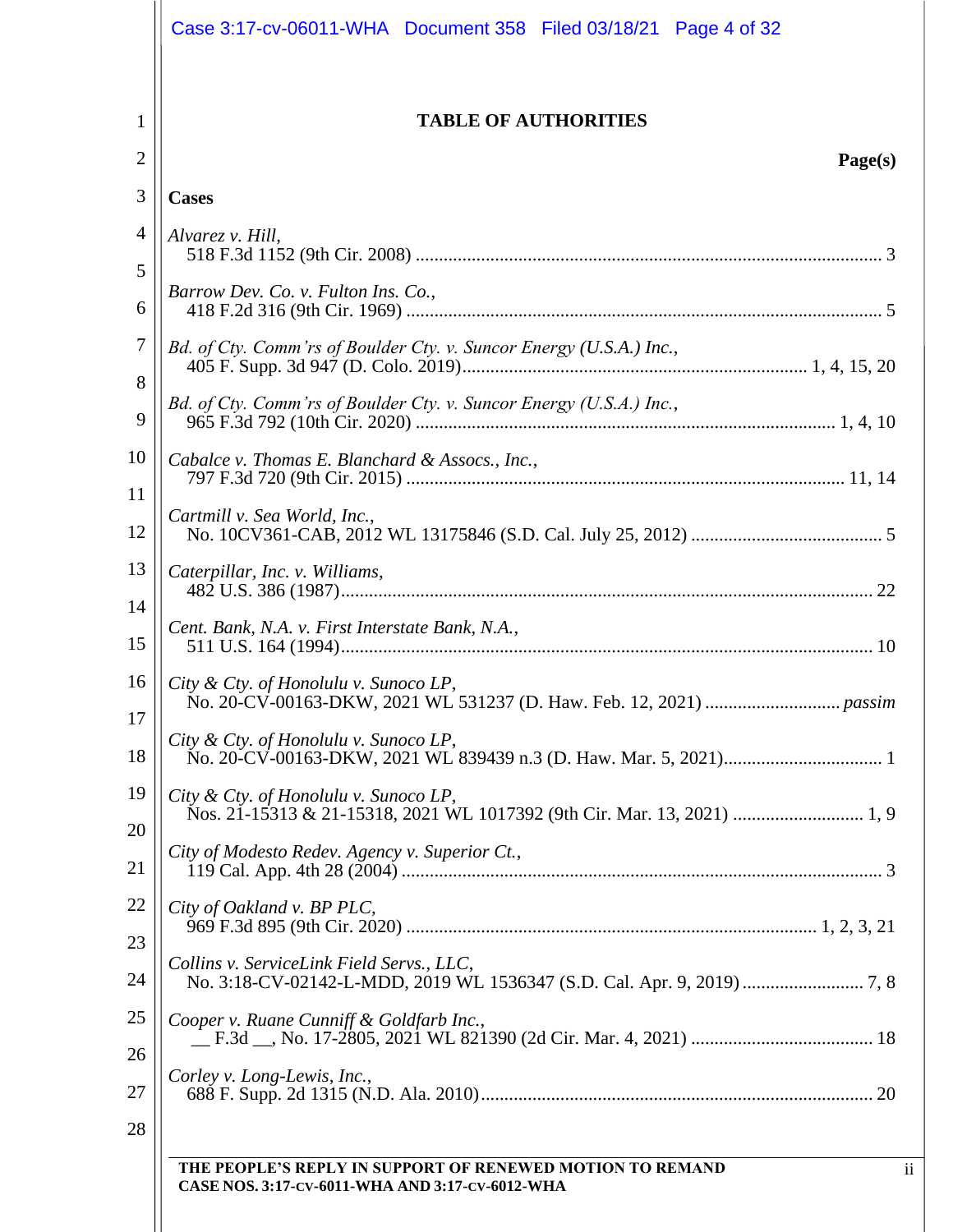**TABLE OF AUTHORITIES**

**Page(s)**

**Cases**

*Alvarez v. Hill*,
518 F.3d 1152 (9th Cir. 2008) .......... 3

*Barrow Dev. Co. v. Fulton Ins. Co.*,
418 F.2d 316 (9th Cir. 1969) .......... 5

*Bd. of Cty. Comm'rs of Boulder Cty. v. Suncor Energy (U.S.A.) Inc.*,
405 F. Supp. 3d 947 (D. Colo. 2019) .......... 1, 4, 15, 20

*Bd. of Cty. Comm'rs of Boulder Cty. v. Suncor Energy (U.S.A.) Inc.*,
965 F.3d 792 (10th Cir. 2020) .......... 1, 4, 10

*Cabalce v. Thomas E. Blanchard & Assocs., Inc.*,
797 F.3d 720 (9th Cir. 2015) .......... 11, 14

*Cartmill v. Sea World, Inc.*,
No. 10CV361-CAB, 2012 WL 13175846 (S.D. Cal. July 25, 2012) .......... 5

*Caterpillar, Inc. v. Williams*,
482 U.S. 386 (1987) .......... 22

*Cent. Bank, N.A. v. First Interstate Bank, N.A.*,
511 U.S. 164 (1994) .......... 10

*City & Cty. of Honolulu v. Sunoco LP*,
No. 20-CV-00163-DKW, 2021 WL 531237 (D. Haw. Feb. 12, 2021) .......... *passim*

*City & Cty. of Honolulu v. Sunoco LP*,
No. 20-CV-00163-DKW, 2021 WL 839439 n.3 (D. Haw. Mar. 5, 2021) .......... 1

*City & Cty. of Honolulu v. Sunoco LP*,
Nos. 21-15313 & 21-15318, 2021 WL 1017392 (9th Cir. Mar. 13, 2021) .......... 1, 9

*City of Modesto Redev. Agency v. Superior Ct.*,
119 Cal. App. 4th 28 (2004) .......... 3

*City of Oakland v. BP PLC*,
969 F.3d 895 (9th Cir. 2020) .......... 1, 2, 3, 21

*Collins v. ServiceLink Field Servs., LLC*,
No. 3:18-CV-02142-L-MDD, 2019 WL 1536347 (S.D. Cal. Apr. 9, 2019) .......... 7, 8

*Cooper v. Ruane Cunniff & Goldfarb Inc.*,
__ F.3d __, No. 17-2805, 2021 WL 821390 (2d Cir. Mar. 4, 2021) .......... 18

*Corley v. Long-Lewis, Inc.*,
688 F. Supp. 2d 1315 (N.D. Ala. 2010) .......... 20

THE PEOPLE'S REPLY IN SUPPORT OF RENEWED MOTION TO REMAND
CASE NOS. 3:17-CV-6011-WHA AND 3:17-CV-6012-WHA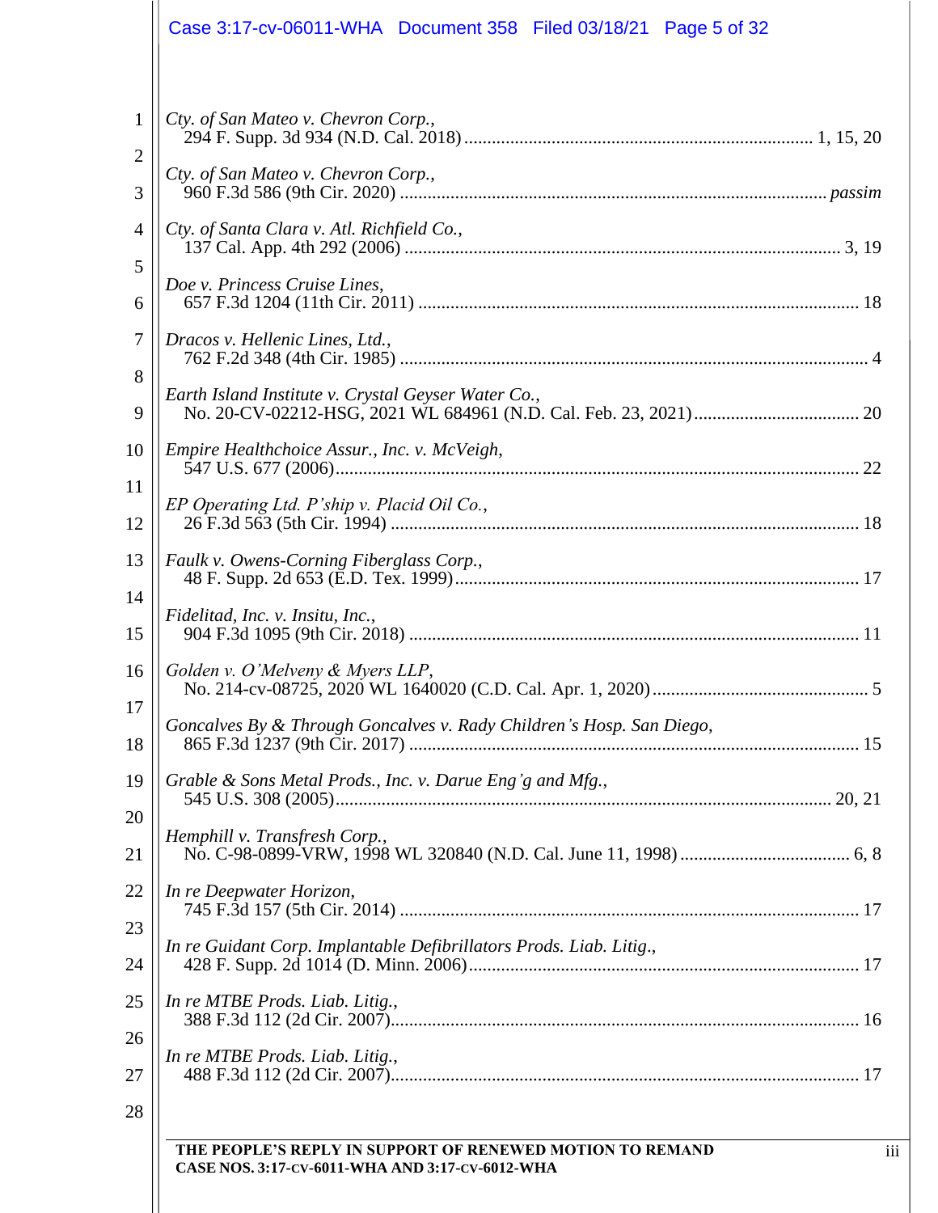*Cty. of San Mateo v. Chevron Corp.*,
294 F. Supp. 3d 934 (N.D. Cal. 2018) ........................................................................... 1, 15, 20

*Cty. of San Mateo v. Chevron Corp.*,
960 F.3d 586 (9th Cir. 2020) ............................................................................................ *passim*

*Cty. of Santa Clara v. Atl. Richfield Co.*,
137 Cal. App. 4th 292 (2006) .............................................................................................. 3, 19

*Doe v. Princess Cruise Lines*,
657 F.3d 1204 (11th Cir. 2011) ............................................................................................... 18

*Dracos v. Hellenic Lines, Ltd.*,
762 F.2d 348 (4th Cir. 1985) ..................................................................................................... 4

*Earth Island Institute v. Crystal Geyser Water Co.*,
No. 20-CV-02212-HSG, 2021 WL 684961 (N.D. Cal. Feb. 23, 2021) .................................... 20

*Empire Healthchoice Assur., Inc. v. McVeigh*,
547 U.S. 677 (2006) ................................................................................................................. 22

*EP Operating Ltd. P'ship v. Placid Oil Co.*,
26 F.3d 563 (5th Cir. 1994) ..................................................................................................... 18

*Faulk v. Owens-Corning Fiberglass Corp.*,
48 F. Supp. 2d 653 (E.D. Tex. 1999) ....................................................................................... 17

*Fidelitad, Inc. v. Insitu, Inc.*,
904 F.3d 1095 (9th Cir. 2018) ................................................................................................. 11

*Golden v. O'Melveny & Myers LLP*,
No. 214-cv-08725, 2020 WL 1640020 (C.D. Cal. Apr. 1, 2020) ............................................... 5

*Goncalves By & Through Goncalves v. Rady Children's Hosp. San Diego*,
865 F.3d 1237 (9th Cir. 2017) ................................................................................................. 15

*Grable & Sons Metal Prods., Inc. v. Darue Eng'g and Mfg.*,
545 U.S. 308 (2005) ............................................................................................................ 20, 21

*Hemphill v. Transfresh Corp.*,
No. C-98-0899-VRW, 1998 WL 320840 (N.D. Cal. June 11, 1998) ..................................... 6, 8

*In re Deepwater Horizon*,
745 F.3d 157 (5th Cir. 2014) ................................................................................................... 17

*In re Guidant Corp. Implantable Defibrillators Prods. Liab. Litig.*,
428 F. Supp. 2d 1014 (D. Minn. 2006) .................................................................................... 17

*In re MTBE Prods. Liab. Litig.*,
388 F.3d 112 (2d Cir. 2007) ..................................................................................................... 16

*In re MTBE Prods. Liab. Litig.*,
488 F.3d 112 (2d Cir. 2007) ..................................................................................................... 17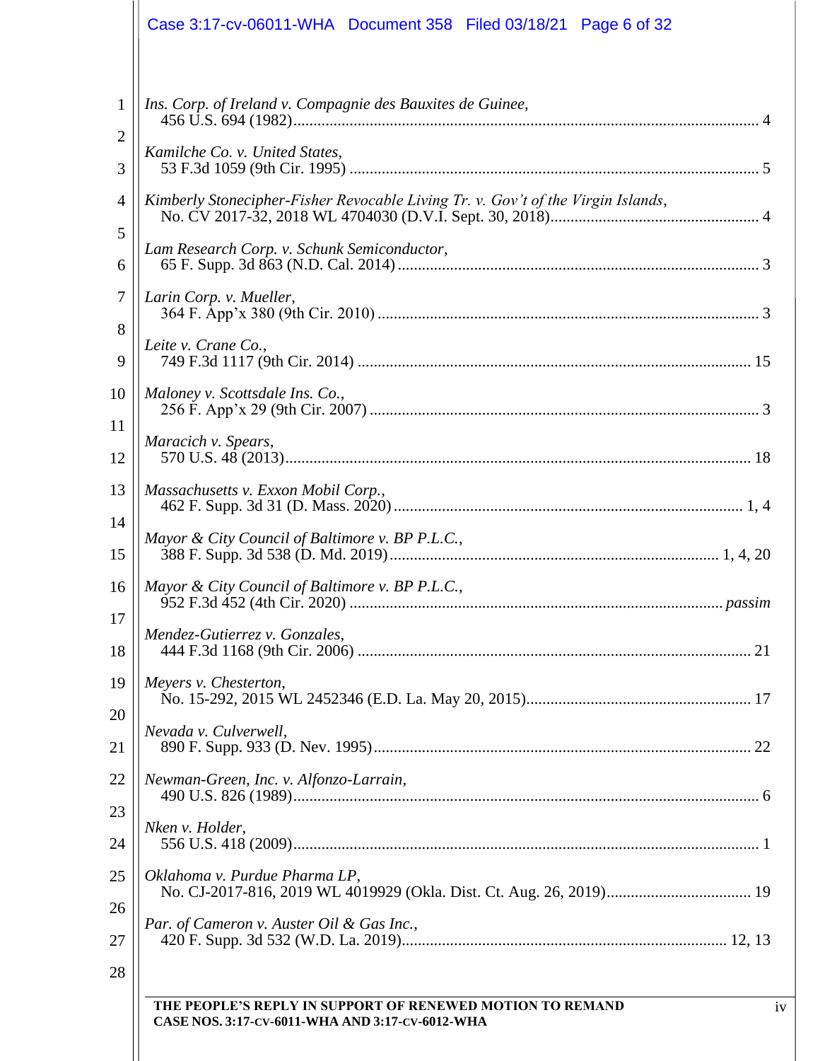*Ins. Corp. of Ireland v. Compagnie des Bauxites de Guinee*,
456 U.S. 694 (1982) .......... 4

*Kamilche Co. v. United States*,
53 F.3d 1059 (9th Cir. 1995) .......... 5

*Kimberly Stonecipher-Fisher Revocable Living Tr. v. Gov't of the Virgin Islands*,
No. CV 2017-32, 2018 WL 4704030 (D.V.I. Sept. 30, 2018) .......... 4

*Lam Research Corp. v. Schunk Semiconductor*,
65 F. Supp. 3d 863 (N.D. Cal. 2014) .......... 3

*Larin Corp. v. Mueller*,
364 F. App'x 380 (9th Cir. 2010) .......... 3

*Leite v. Crane Co.*,
749 F.3d 1117 (9th Cir. 2014) .......... 15

*Maloney v. Scottsdale Ins. Co.*,
256 F. App'x 29 (9th Cir. 2007) .......... 3

*Maracich v. Spears*,
570 U.S. 48 (2013) .......... 18

*Massachusetts v. Exxon Mobil Corp.*,
462 F. Supp. 3d 31 (D. Mass. 2020) .......... 1, 4

*Mayor & City Council of Baltimore v. BP P.L.C.*,
388 F. Supp. 3d 538 (D. Md. 2019) .......... 1, 4, 20

*Mayor & City Council of Baltimore v. BP P.L.C.*,
952 F.3d 452 (4th Cir. 2020) .......... *passim*

*Mendez-Gutierrez v. Gonzales*,
444 F.3d 1168 (9th Cir. 2006) .......... 21

*Meyers v. Chesterton*,
No. 15-292, 2015 WL 2452346 (E.D. La. May 20, 2015) .......... 17

*Nevada v. Culverwell*,
890 F. Supp. 933 (D. Nev. 1995) .......... 22

*Newman-Green, Inc. v. Alfonzo-Larrain*,
490 U.S. 826 (1989) .......... 6

*Nken v. Holder*,
556 U.S. 418 (2009) .......... 1

*Oklahoma v. Purdue Pharma LP*,
No. CJ-2017-816, 2019 WL 4019929 (Okla. Dist. Ct. Aug. 26, 2019) .......... 19

*Par. of Cameron v. Auster Oil & Gas Inc.*,
420 F. Supp. 3d 532 (W.D. La. 2019) .......... 12, 13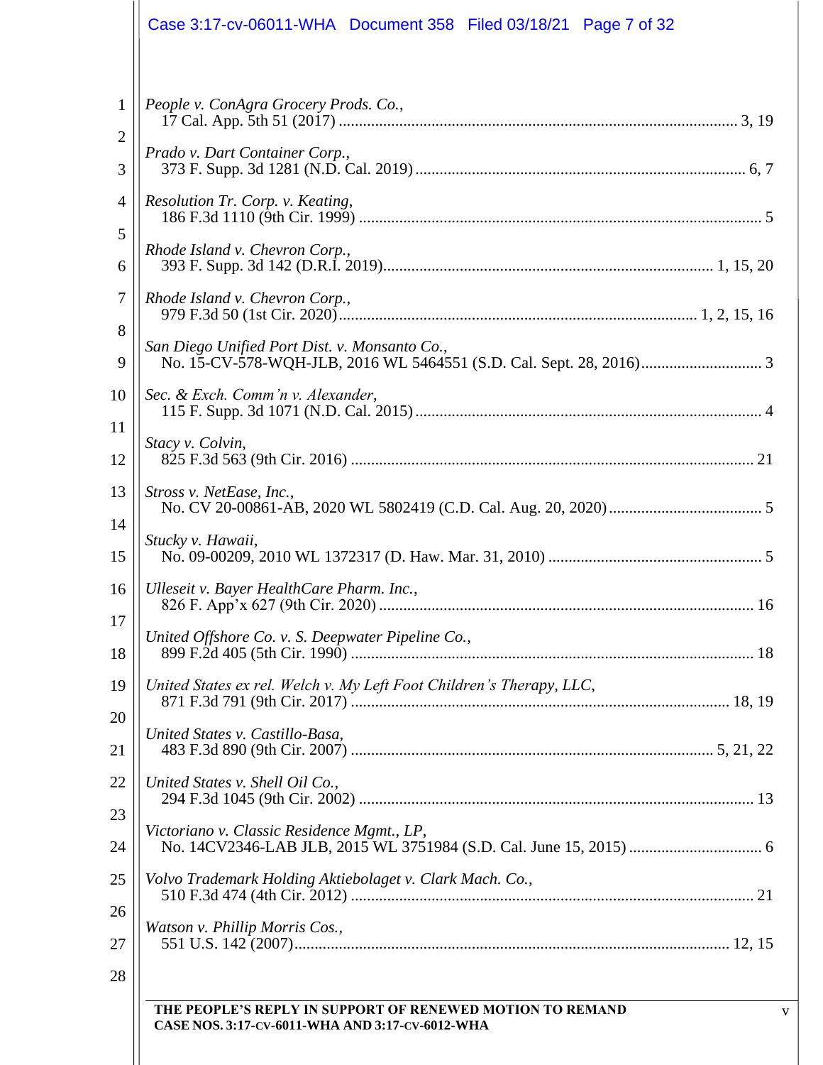*People v. ConAgra Grocery Prods. Co.*,
17 Cal. App. 5th 51 (2017) .................................................................................................. 3, 19

*Prado v. Dart Container Corp.*,
373 F. Supp. 3d 1281 (N.D. Cal. 2019) ................................................................................. 6, 7

*Resolution Tr. Corp. v. Keating*,
186 F.3d 1110 (9th Cir. 1999) ................................................................................................... 5

*Rhode Island v. Chevron Corp.*,
393 F. Supp. 3d 142 (D.R.I. 2019)................................................................................ 1, 15, 20

*Rhode Island v. Chevron Corp.*,
979 F.3d 50 (1st Cir. 2020)....................................................................................... 1, 2, 15, 16

*San Diego Unified Port Dist. v. Monsanto Co.*,
No. 15-CV-578-WQH-JLB, 2016 WL 5464551 (S.D. Cal. Sept. 28, 2016).............................. 3

*Sec. & Exch. Comm'n v. Alexander*,
115 F. Supp. 3d 1071 (N.D. Cal. 2015) ..................................................................................... 4

*Stacy v. Colvin*,
825 F.3d 563 (9th Cir. 2016) ................................................................................................... 21

*Stross v. NetEase, Inc.*,
No. CV 20-00861-AB, 2020 WL 5802419 (C.D. Cal. Aug. 20, 2020) ...................................... 5

*Stucky v. Hawaii*,
No. 09-00209, 2010 WL 1372317 (D. Haw. Mar. 31, 2010) ..................................................... 5

*Ulleseit v. Bayer HealthCare Pharm. Inc.*,
826 F. App'x 627 (9th Cir. 2020) ............................................................................................ 16

*United Offshore Co. v. S. Deepwater Pipeline Co.*,
899 F.2d 405 (5th Cir. 1990) ................................................................................................... 18

*United States ex rel. Welch v. My Left Foot Children's Therapy, LLC*,
871 F.3d 791 (9th Cir. 2017) ............................................................................................. 18, 19

*United States v. Castillo-Basa*,
483 F.3d 890 (9th Cir. 2007) ......................................................................................... 5, 21, 22

*United States v. Shell Oil Co.*,
294 F.3d 1045 (9th Cir. 2002) ................................................................................................. 13

*Victoriano v. Classic Residence Mgmt., LP*,
No. 14CV2346-LAB JLB, 2015 WL 3751984 (S.D. Cal. June 15, 2015) ................................. 6

*Volvo Trademark Holding Aktiebolaget v. Clark Mach. Co.*,
510 F.3d 474 (4th Cir. 2012) ................................................................................................... 21

*Watson v. Phillip Morris Cos.*,
551 U.S. 142 (2007)......................................................................................................... 12, 15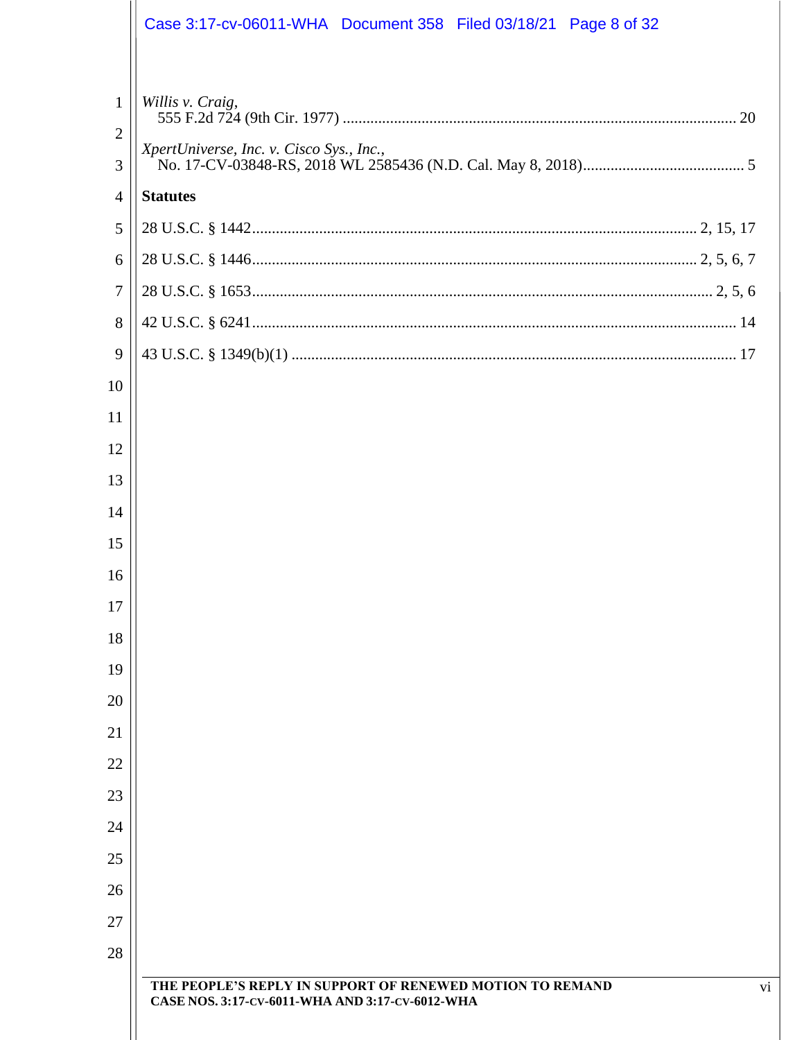*Willis v. Craig*,
555 F.2d 724 (9th Cir. 1977) .................................................................................................... 20

*XpertUniverse, Inc. v. Cisco Sys., Inc.*,
No. 17-CV-03848-RS, 2018 WL 2585436 (N.D. Cal. May 8, 2018)......................................... 5

**Statutes**

28 U.S.C. § 1442................................................................................................................ 2, 15, 17

28 U.S.C. § 1446................................................................................................................ 2, 5, 6, 7

28 U.S.C. § 1653.................................................................................................................... 2, 5, 6

42 U.S.C. § 6241........................................................................................................................... 14

43 U.S.C. § 1349(b)(1) ................................................................................................................. 17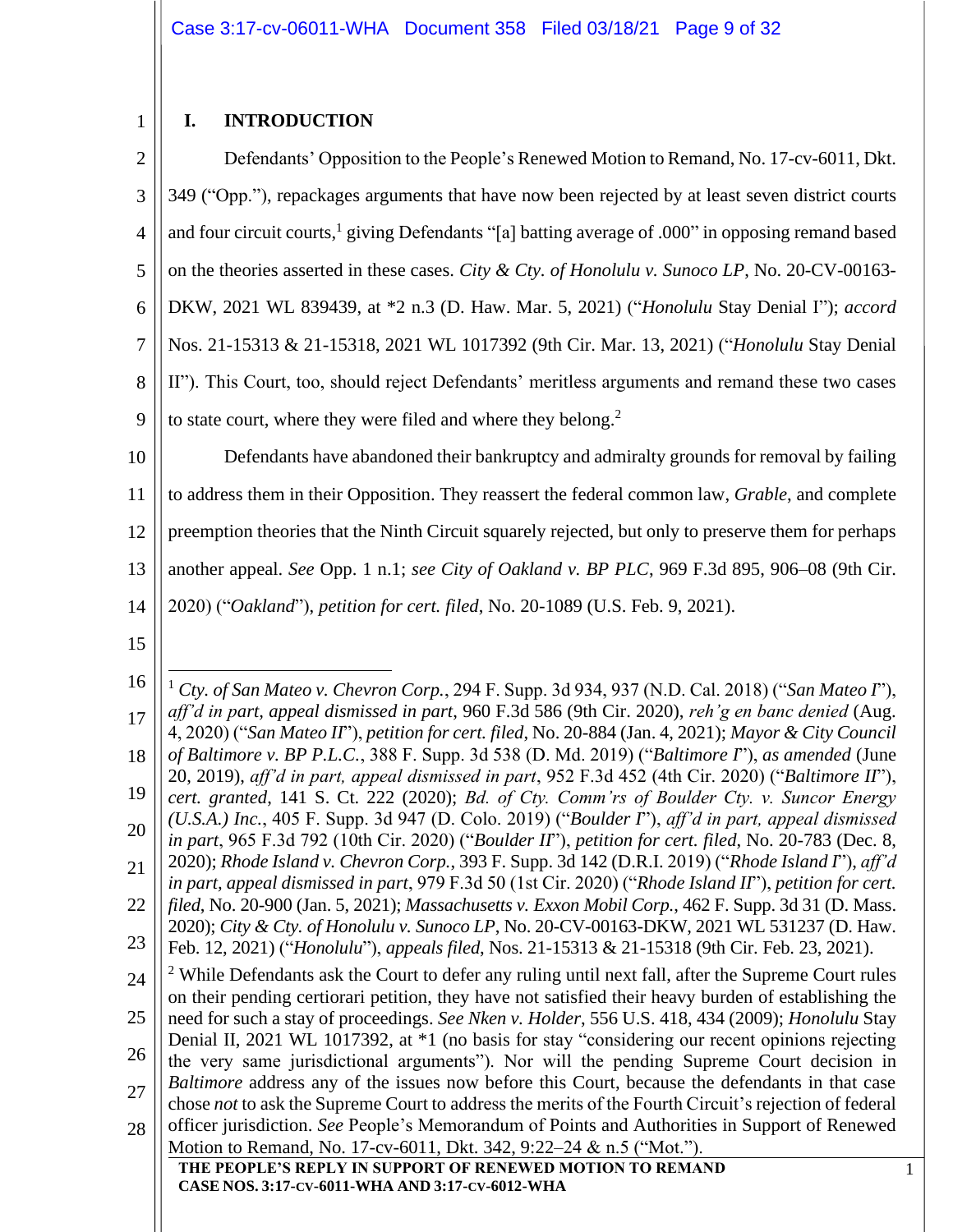# I. INTRODUCTION

Defendants' Opposition to the People's Renewed Motion to Remand, No. 17-cv-6011, Dkt. 349 ("Opp."), repackages arguments that have now been rejected by at least seven district courts and four circuit courts,[1] giving Defendants "[a] batting average of .000" in opposing remand based on the theories asserted in these cases. *City & Cty. of Honolulu v. Sunoco LP*, No. 20-CV-00163-DKW, 2021 WL 839439, at *2 n.3 (D. Haw. Mar. 5, 2021) ("*Honolulu* Stay Denial I"); *accord* Nos. 21-15313 & 21-15318, 2021 WL 1017392 (9th Cir. Mar. 13, 2021) ("*Honolulu* Stay Denial II"). This Court, too, should reject Defendants' meritless arguments and remand these two cases to state court, where they were filed and where they belong.[2]

Defendants have abandoned their bankruptcy and admiralty grounds for removal by failing to address them in their Opposition. They reassert the federal common law, *Grable*, and complete preemption theories that the Ninth Circuit squarely rejected, but only to preserve them for perhaps another appeal. *See* Opp. 1 n.1; *see City of Oakland v. BP PLC*, 969 F.3d 895, 906–08 (9th Cir. 2020) ("*Oakland*"), *petition for cert. filed*, No. 20-1089 (U.S. Feb. 9, 2021).

---

[1] *Cty. of San Mateo v. Chevron Corp.*, 294 F. Supp. 3d 934, 937 (N.D. Cal. 2018) ("*San Mateo I*"), *aff'd in part, appeal dismissed in part*, 960 F.3d 586 (9th Cir. 2020), *reh'g en banc denied* (Aug. 4, 2020) ("*San Mateo II*"), *petition for cert. filed*, No. 20-884 (Jan. 4, 2021); *Mayor & City Council of Baltimore v. BP P.L.C.*, 388 F. Supp. 3d 538 (D. Md. 2019) ("*Baltimore I*"), *as amended* (June 20, 2019), *aff'd in part, appeal dismissed in part*, 952 F.3d 452 (4th Cir. 2020) ("*Baltimore II*"), *cert. granted*, 141 S. Ct. 222 (2020); *Bd. of Cty. Comm'rs of Boulder Cty. v. Suncor Energy (U.S.A.) Inc.*, 405 F. Supp. 3d 947 (D. Colo. 2019) ("*Boulder I*"), *aff'd in part, appeal dismissed in part*, 965 F.3d 792 (10th Cir. 2020) ("*Boulder II*"), *petition for cert. filed*, No. 20-783 (Dec. 8, 2020); *Rhode Island v. Chevron Corp.*, 393 F. Supp. 3d 142 (D.R.I. 2019) ("*Rhode Island I*"), *aff'd in part, appeal dismissed in part*, 979 F.3d 50 (1st Cir. 2020) ("*Rhode Island II*"), *petition for cert. filed*, No. 20-900 (Jan. 5, 2021); *Massachusetts v. Exxon Mobil Corp.*, 462 F. Supp. 3d 31 (D. Mass. 2020); *City & Cty. of Honolulu v. Sunoco LP*, No. 20-CV-00163-DKW, 2021 WL 531237 (D. Haw. Feb. 12, 2021) ("*Honolulu*"), *appeals filed*, Nos. 21-15313 & 21-15318 (9th Cir. Feb. 23, 2021).

[2] While Defendants ask the Court to defer any ruling until next fall, after the Supreme Court rules on their pending certiorari petition, they have not satisfied their heavy burden of establishing the need for such a stay of proceedings. *See Nken v. Holder*, 556 U.S. 418, 434 (2009); *Honolulu* Stay Denial II, 2021 WL 1017392, at *1 (no basis for stay "considering our recent opinions rejecting the very same jurisdictional arguments"). Nor will the pending Supreme Court decision in *Baltimore* address any of the issues now before this Court, because the defendants in that case chose *not* to ask the Supreme Court to address the merits of the Fourth Circuit's rejection of federal officer jurisdiction. *See* People's Memorandum of Points and Authorities in Support of Renewed Motion to Remand, No. 17-cv-6011, Dkt. 342, 9:22–24 & n.5 ("Mot.").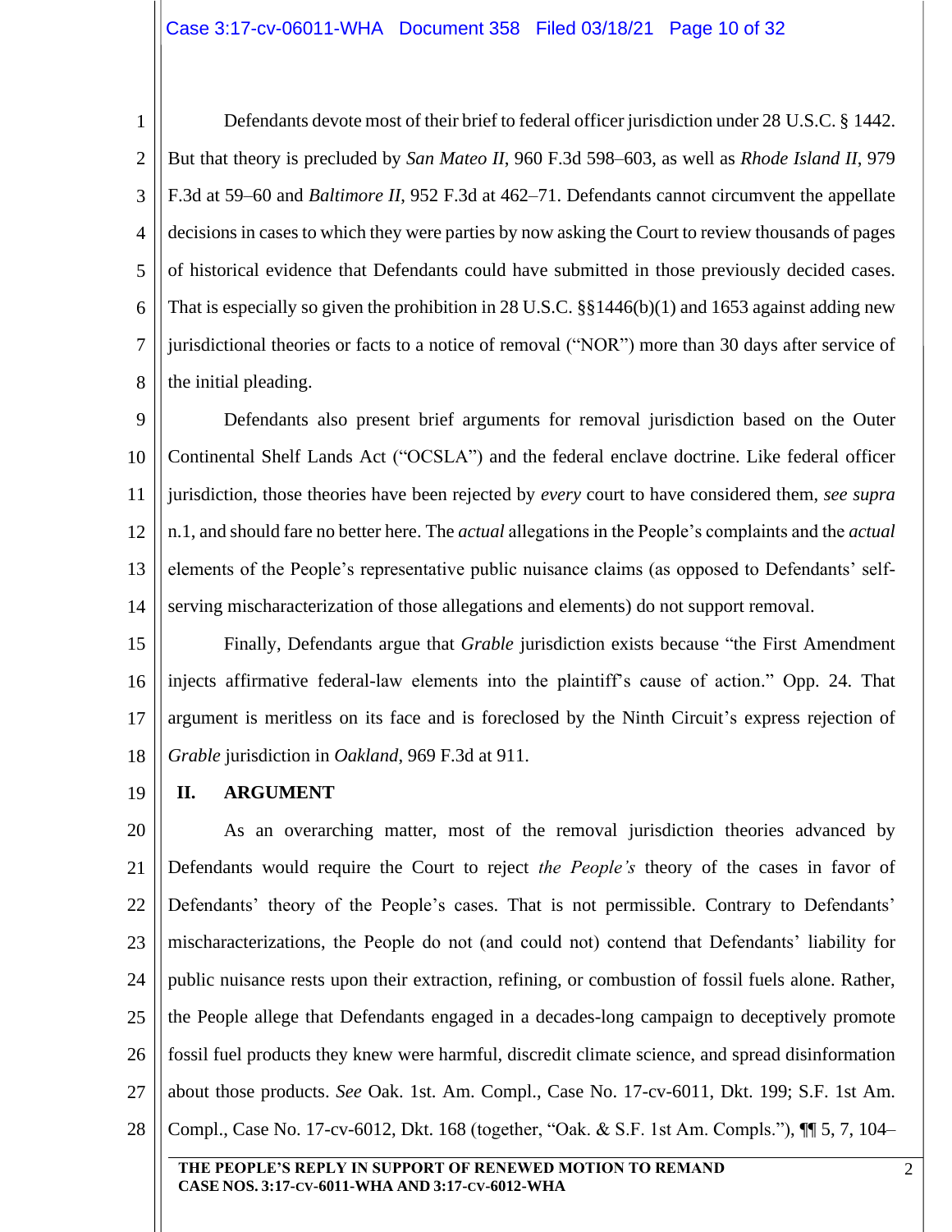Defendants devote most of their brief to federal officer jurisdiction under 28 U.S.C. § 1442. But that theory is precluded by *San Mateo II*, 960 F.3d 598–603, as well as *Rhode Island II*, 979 F.3d at 59–60 and *Baltimore II*, 952 F.3d at 462–71. Defendants cannot circumvent the appellate decisions in cases to which they were parties by now asking the Court to review thousands of pages of historical evidence that Defendants could have submitted in those previously decided cases. That is especially so given the prohibition in 28 U.S.C. §§1446(b)(1) and 1653 against adding new jurisdictional theories or facts to a notice of removal ("NOR") more than 30 days after service of the initial pleading.

Defendants also present brief arguments for removal jurisdiction based on the Outer Continental Shelf Lands Act ("OCSLA") and the federal enclave doctrine. Like federal officer jurisdiction, those theories have been rejected by *every* court to have considered them, *see supra* n.1, and should fare no better here. The *actual* allegations in the People's complaints and the *actual* elements of the People's representative public nuisance claims (as opposed to Defendants' self-serving mischaracterization of those allegations and elements) do not support removal.

Finally, Defendants argue that *Grable* jurisdiction exists because "the First Amendment injects affirmative federal-law elements into the plaintiff's cause of action." Opp. 24. That argument is meritless on its face and is foreclosed by the Ninth Circuit's express rejection of *Grable* jurisdiction in *Oakland*, 969 F.3d at 911.

## II. ARGUMENT

As an overarching matter, most of the removal jurisdiction theories advanced by Defendants would require the Court to reject *the People's* theory of the cases in favor of Defendants' theory of the People's cases. That is not permissible. Contrary to Defendants' mischaracterizations, the People do not (and could not) contend that Defendants' liability for public nuisance rests upon their extraction, refining, or combustion of fossil fuels alone. Rather, the People allege that Defendants engaged in a decades-long campaign to deceptively promote fossil fuel products they knew were harmful, discredit climate science, and spread disinformation about those products. *See* Oak. 1st. Am. Compl., Case No. 17-cv-6011, Dkt. 199; S.F. 1st Am. Compl., Case No. 17-cv-6012, Dkt. 168 (together, "Oak. & S.F. 1st Am. Compls."), ¶¶ 5, 7, 104–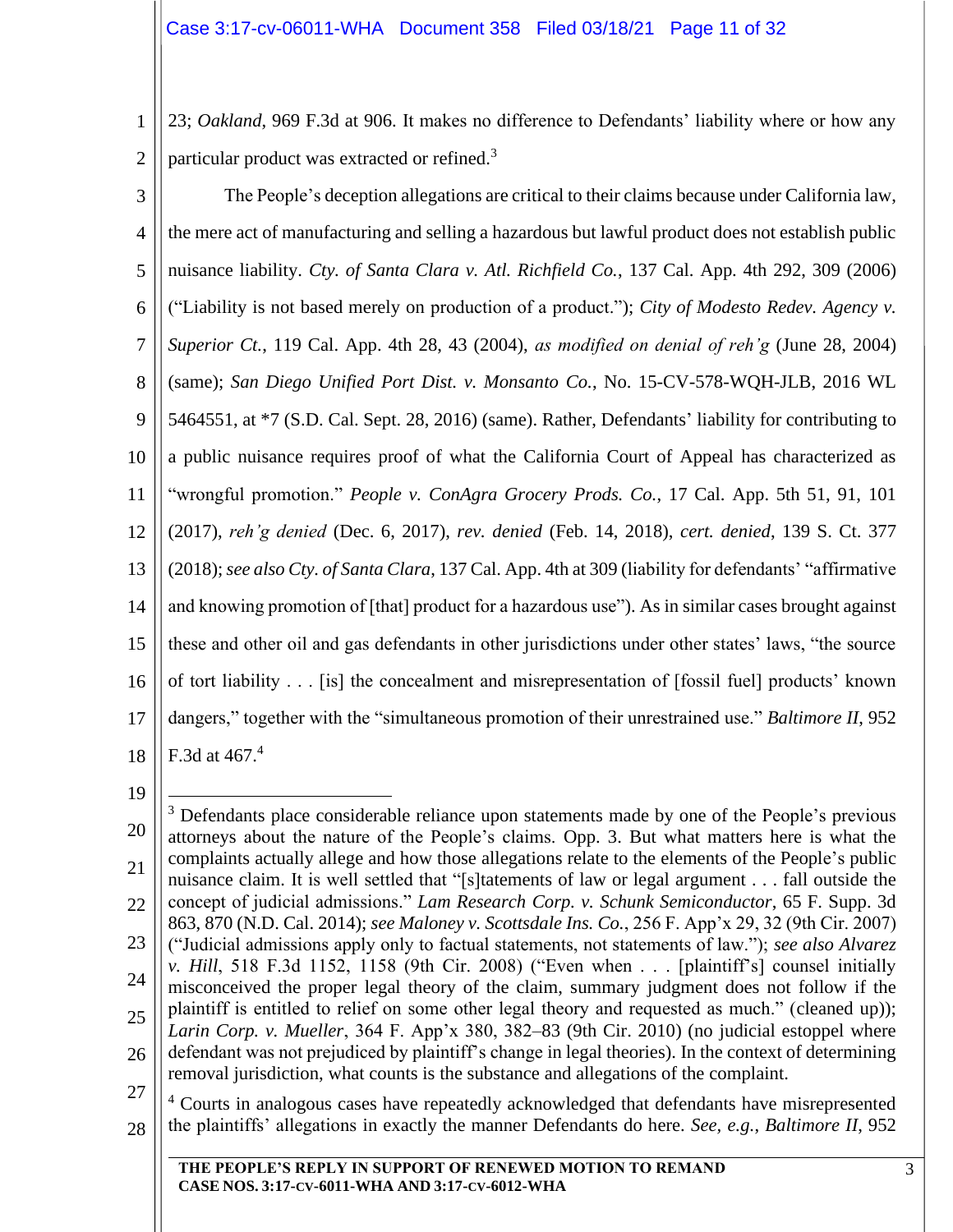23; *Oakland*, 969 F.3d at 906. It makes no difference to Defendants' liability where or how any particular product was extracted or refined.[3]

The People's deception allegations are critical to their claims because under California law, the mere act of manufacturing and selling a hazardous but lawful product does not establish public nuisance liability. *Cty. of Santa Clara v. Atl. Richfield Co.*, 137 Cal. App. 4th 292, 309 (2006) ("Liability is not based merely on production of a product."); *City of Modesto Redev. Agency v. Superior Ct.*, 119 Cal. App. 4th 28, 43 (2004), *as modified on denial of reh'g* (June 28, 2004) (same); *San Diego Unified Port Dist. v. Monsanto Co.*, No. 15-CV-578-WQH-JLB, 2016 WL 5464551, at *7 (S.D. Cal. Sept. 28, 2016) (same). Rather, Defendants' liability for contributing to a public nuisance requires proof of what the California Court of Appeal has characterized as "wrongful promotion." *People v. ConAgra Grocery Prods. Co.*, 17 Cal. App. 5th 51, 91, 101 (2017), *reh'g denied* (Dec. 6, 2017), *rev. denied* (Feb. 14, 2018), *cert. denied*, 139 S. Ct. 377 (2018); *see also Cty. of Santa Clara*, 137 Cal. App. 4th at 309 (liability for defendants' "affirmative and knowing promotion of [that] product for a hazardous use"). As in similar cases brought against these and other oil and gas defendants in other jurisdictions under other states' laws, "the source of tort liability . . . [is] the concealment and misrepresentation of [fossil fuel] products' known dangers," together with the "simultaneous promotion of their unrestrained use." *Baltimore II*, 952 F.3d at 467.[4]

---

[3] Defendants place considerable reliance upon statements made by one of the People's previous attorneys about the nature of the People's claims. Opp. 3. But what matters here is what the complaints actually allege and how those allegations relate to the elements of the People's public nuisance claim. It is well settled that "[s]tatements of law or legal argument . . . fall outside the concept of judicial admissions." *Lam Research Corp. v. Schunk Semiconductor*, 65 F. Supp. 3d 863, 870 (N.D. Cal. 2014); *see Maloney v. Scottsdale Ins. Co.*, 256 F. App'x 29, 32 (9th Cir. 2007) ("Judicial admissions apply only to factual statements, not statements of law."); *see also Alvarez v. Hill*, 518 F.3d 1152, 1158 (9th Cir. 2008) ("Even when . . . [plaintiff's] counsel initially misconceived the proper legal theory of the claim, summary judgment does not follow if the plaintiff is entitled to relief on some other legal theory and requested as much." (cleaned up)); *Larin Corp. v. Mueller*, 364 F. App'x 380, 382–83 (9th Cir. 2010) (no judicial estoppel where defendant was not prejudiced by plaintiff's change in legal theories). In the context of determining removal jurisdiction, what counts is the substance and allegations of the complaint.

[4] Courts in analogous cases have repeatedly acknowledged that defendants have misrepresented the plaintiffs' allegations in exactly the manner Defendants do here. *See, e.g.*, *Baltimore II*, 952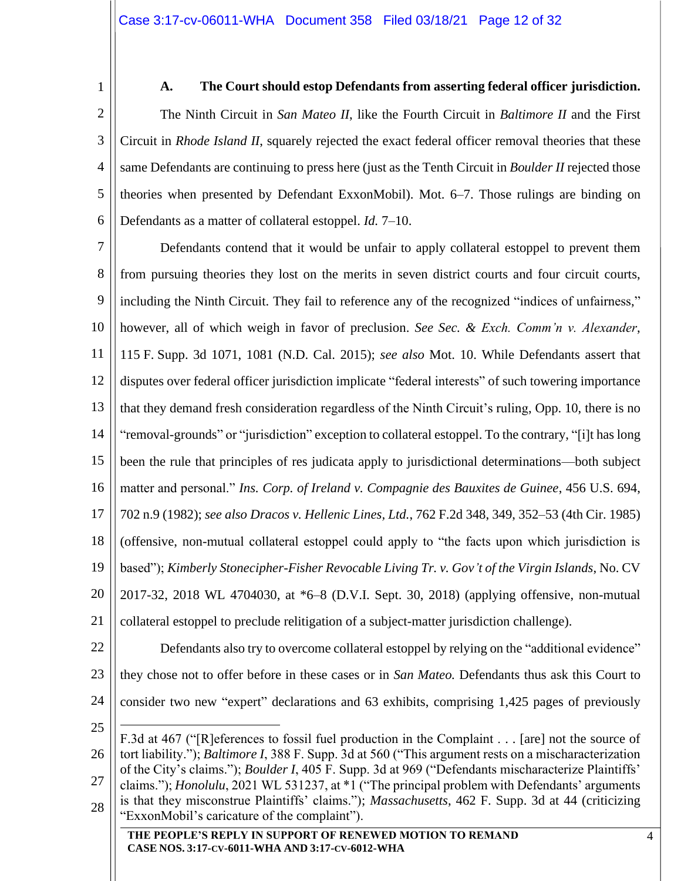### A. The Court should estop Defendants from asserting federal officer jurisdiction.

The Ninth Circuit in *San Mateo II*, like the Fourth Circuit in *Baltimore II* and the First Circuit in *Rhode Island II*, squarely rejected the exact federal officer removal theories that these same Defendants are continuing to press here (just as the Tenth Circuit in *Boulder II* rejected those theories when presented by Defendant ExxonMobil). Mot. 6–7. Those rulings are binding on Defendants as a matter of collateral estoppel. *Id.* 7–10.

Defendants contend that it would be unfair to apply collateral estoppel to prevent them from pursuing theories they lost on the merits in seven district courts and four circuit courts, including the Ninth Circuit. They fail to reference any of the recognized "indices of unfairness," however, all of which weigh in favor of preclusion. *See Sec. & Exch. Comm'n v. Alexander*, 115 F. Supp. 3d 1071, 1081 (N.D. Cal. 2015); *see also* Mot. 10. While Defendants assert that disputes over federal officer jurisdiction implicate "federal interests" of such towering importance that they demand fresh consideration regardless of the Ninth Circuit's ruling, Opp. 10, there is no "removal-grounds" or "jurisdiction" exception to collateral estoppel. To the contrary, "[i]t has long been the rule that principles of res judicata apply to jurisdictional determinations—both subject matter and personal." *Ins. Corp. of Ireland v. Compagnie des Bauxites de Guinee*, 456 U.S. 694, 702 n.9 (1982); *see also Dracos v. Hellenic Lines, Ltd.*, 762 F.2d 348, 349, 352–53 (4th Cir. 1985) (offensive, non-mutual collateral estoppel could apply to "the facts upon which jurisdiction is based"); *Kimberly Stonecipher-Fisher Revocable Living Tr. v. Gov't of the Virgin Islands*, No. CV 2017-32, 2018 WL 4704030, at *6–8 (D.V.I. Sept. 30, 2018) (applying offensive, non-mutual collateral estoppel to preclude relitigation of a subject-matter jurisdiction challenge).

Defendants also try to overcome collateral estoppel by relying on the "additional evidence" they chose not to offer before in these cases or in *San Mateo.* Defendants thus ask this Court to consider two new "expert" declarations and 63 exhibits, comprising 1,425 pages of previously

---

F.3d at 467 ("[R]eferences to fossil fuel production in the Complaint . . . [are] not the source of tort liability."); *Baltimore I*, 388 F. Supp. 3d at 560 ("This argument rests on a mischaracterization of the City's claims."); *Boulder I*, 405 F. Supp. 3d at 969 ("Defendants mischaracterize Plaintiffs' claims."); *Honolulu*, 2021 WL 531237, at *1 ("The principal problem with Defendants' arguments is that they misconstrue Plaintiffs' claims."); *Massachusetts*, 462 F. Supp. 3d at 44 (criticizing "ExxonMobil's caricature of the complaint").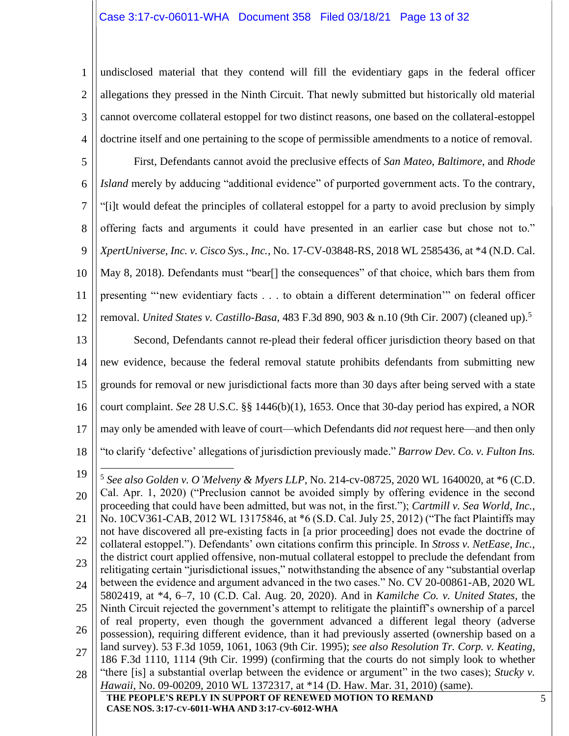undisclosed material that they contend will fill the evidentiary gaps in the federal officer allegations they pressed in the Ninth Circuit. That newly submitted but historically old material cannot overcome collateral estoppel for two distinct reasons, one based on the collateral-estoppel doctrine itself and one pertaining to the scope of permissible amendments to a notice of removal.

First, Defendants cannot avoid the preclusive effects of *San Mateo*, *Baltimore*, and *Rhode Island* merely by adducing "additional evidence" of purported government acts. To the contrary, "[i]t would defeat the principles of collateral estoppel for a party to avoid preclusion by simply offering facts and arguments it could have presented in an earlier case but chose not to." *XpertUniverse, Inc. v. Cisco Sys., Inc.*, No. 17-CV-03848-RS, 2018 WL 2585436, at *4 (N.D. Cal. May 8, 2018). Defendants must "bear[] the consequences" of that choice, which bars them from presenting "'new evidentiary facts . . . to obtain a different determination'" on federal officer removal. *United States v. Castillo-Basa*, 483 F.3d 890, 903 & n.10 (9th Cir. 2007) (cleaned up).[5]

Second, Defendants cannot re-plead their federal officer jurisdiction theory based on that new evidence, because the federal removal statute prohibits defendants from submitting new grounds for removal or new jurisdictional facts more than 30 days after being served with a state court complaint. *See* 28 U.S.C. §§ 1446(b)(1), 1653. Once that 30-day period has expired, a NOR may only be amended with leave of court—which Defendants did *not* request here—and then only "to clarify 'defective' allegations of jurisdiction previously made." *Barrow Dev. Co. v. Fulton Ins.*

---

[5] *See also Golden v. O'Melveny & Myers LLP*, No. 214-cv-08725, 2020 WL 1640020, at *6 (C.D. Cal. Apr. 1, 2020) ("Preclusion cannot be avoided simply by offering evidence in the second proceeding that could have been admitted, but was not, in the first."); *Cartmill v. Sea World, Inc.*, No. 10CV361-CAB, 2012 WL 13175846, at *6 (S.D. Cal. July 25, 2012) ("The fact Plaintiffs may not have discovered all pre-existing facts in [a prior proceeding] does not evade the doctrine of collateral estoppel."). Defendants' own citations confirm this principle. In *Stross v. NetEase, Inc.*, the district court applied offensive, non-mutual collateral estoppel to preclude the defendant from relitigating certain "jurisdictional issues," notwithstanding the absence of any "substantial overlap between the evidence and argument advanced in the two cases." No. CV 20-00861-AB, 2020 WL 5802419, at *4, 6–7, 10 (C.D. Cal. Aug. 20, 2020). And in *Kamilche Co. v. United States*, the Ninth Circuit rejected the government's attempt to relitigate the plaintiff's ownership of a parcel of real property, even though the government advanced a different legal theory (adverse possession), requiring different evidence, than it had previously asserted (ownership based on a land survey). 53 F.3d 1059, 1061, 1063 (9th Cir. 1995); *see also Resolution Tr. Corp. v. Keating*, 186 F.3d 1110, 1114 (9th Cir. 1999) (confirming that the courts do not simply look to whether "there [is] a substantial overlap between the evidence or argument" in the two cases); *Stucky v. Hawaii*, No. 09-00209, 2010 WL 1372317, at *14 (D. Haw. Mar. 31, 2010) (same).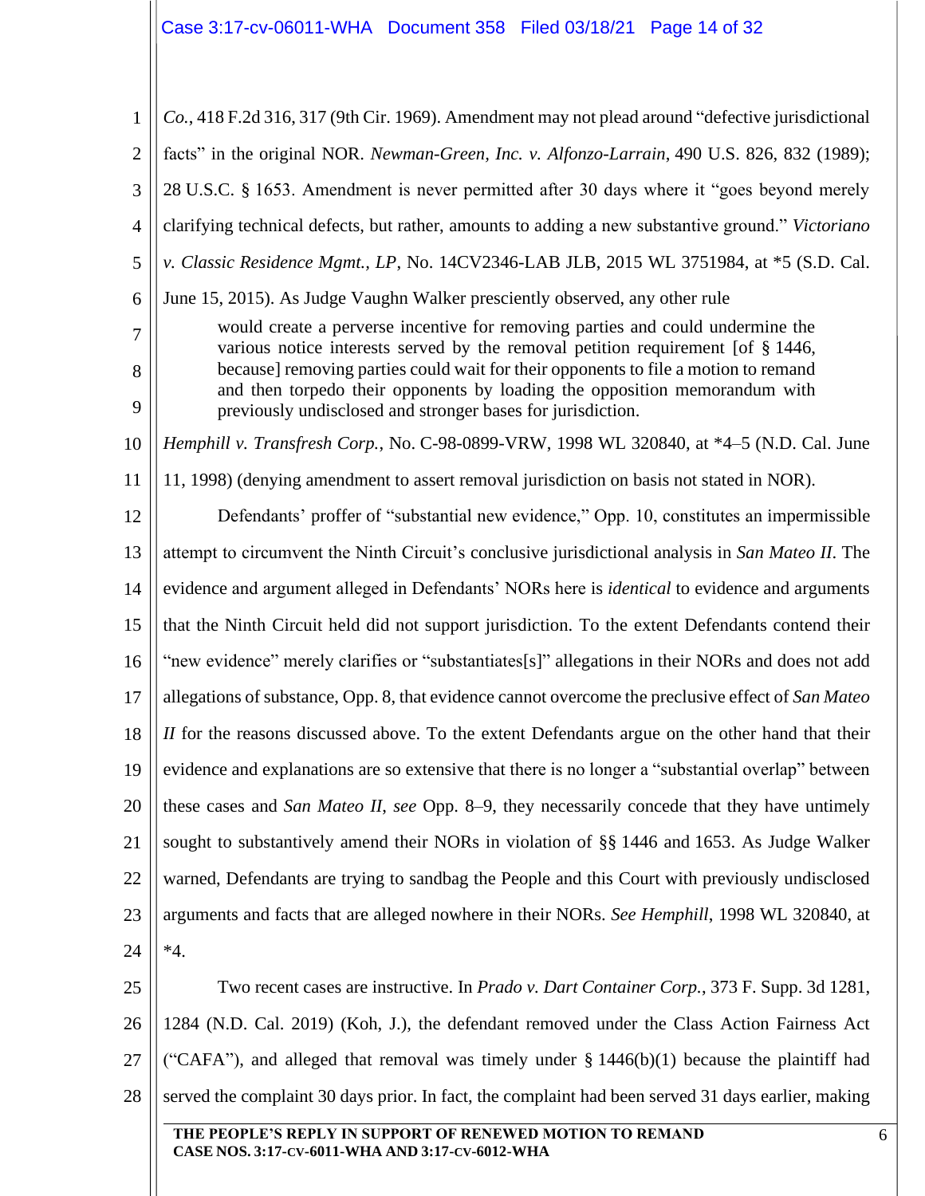*Co.*, 418 F.2d 316, 317 (9th Cir. 1969). Amendment may not plead around "defective jurisdictional facts" in the original NOR. *Newman-Green, Inc. v. Alfonzo-Larrain*, 490 U.S. 826, 832 (1989); 28 U.S.C. § 1653. Amendment is never permitted after 30 days where it "goes beyond merely clarifying technical defects, but rather, amounts to adding a new substantive ground." *Victoriano v. Classic Residence Mgmt., LP*, No. 14CV2346-LAB JLB, 2015 WL 3751984, at *5 (S.D. Cal. June 15, 2015). As Judge Vaughn Walker presciently observed, any other rule

> would create a perverse incentive for removing parties and could undermine the various notice interests served by the removal petition requirement [of § 1446, because] removing parties could wait for their opponents to file a motion to remand and then torpedo their opponents by loading the opposition memorandum with previously undisclosed and stronger bases for jurisdiction.

*Hemphill v. Transfresh Corp.*, No. C-98-0899-VRW, 1998 WL 320840, at *4–5 (N.D. Cal. June 11, 1998) (denying amendment to assert removal jurisdiction on basis not stated in NOR).

Defendants' proffer of "substantial new evidence," Opp. 10, constitutes an impermissible attempt to circumvent the Ninth Circuit's conclusive jurisdictional analysis in *San Mateo II*. The evidence and argument alleged in Defendants' NORs here is *identical* to evidence and arguments that the Ninth Circuit held did not support jurisdiction. To the extent Defendants contend their "new evidence" merely clarifies or "substantiates[s]" allegations in their NORs and does not add allegations of substance, Opp. 8, that evidence cannot overcome the preclusive effect of *San Mateo II* for the reasons discussed above. To the extent Defendants argue on the other hand that their evidence and explanations are so extensive that there is no longer a "substantial overlap" between these cases and *San Mateo II*, *see* Opp. 8–9, they necessarily concede that they have untimely sought to substantively amend their NORs in violation of §§ 1446 and 1653. As Judge Walker warned, Defendants are trying to sandbag the People and this Court with previously undisclosed arguments and facts that are alleged nowhere in their NORs. *See Hemphill*, 1998 WL 320840, at *4.

Two recent cases are instructive. In *Prado v. Dart Container Corp.*, 373 F. Supp. 3d 1281, 1284 (N.D. Cal. 2019) (Koh, J.), the defendant removed under the Class Action Fairness Act ("CAFA"), and alleged that removal was timely under § 1446(b)(1) because the plaintiff had served the complaint 30 days prior. In fact, the complaint had been served 31 days earlier, making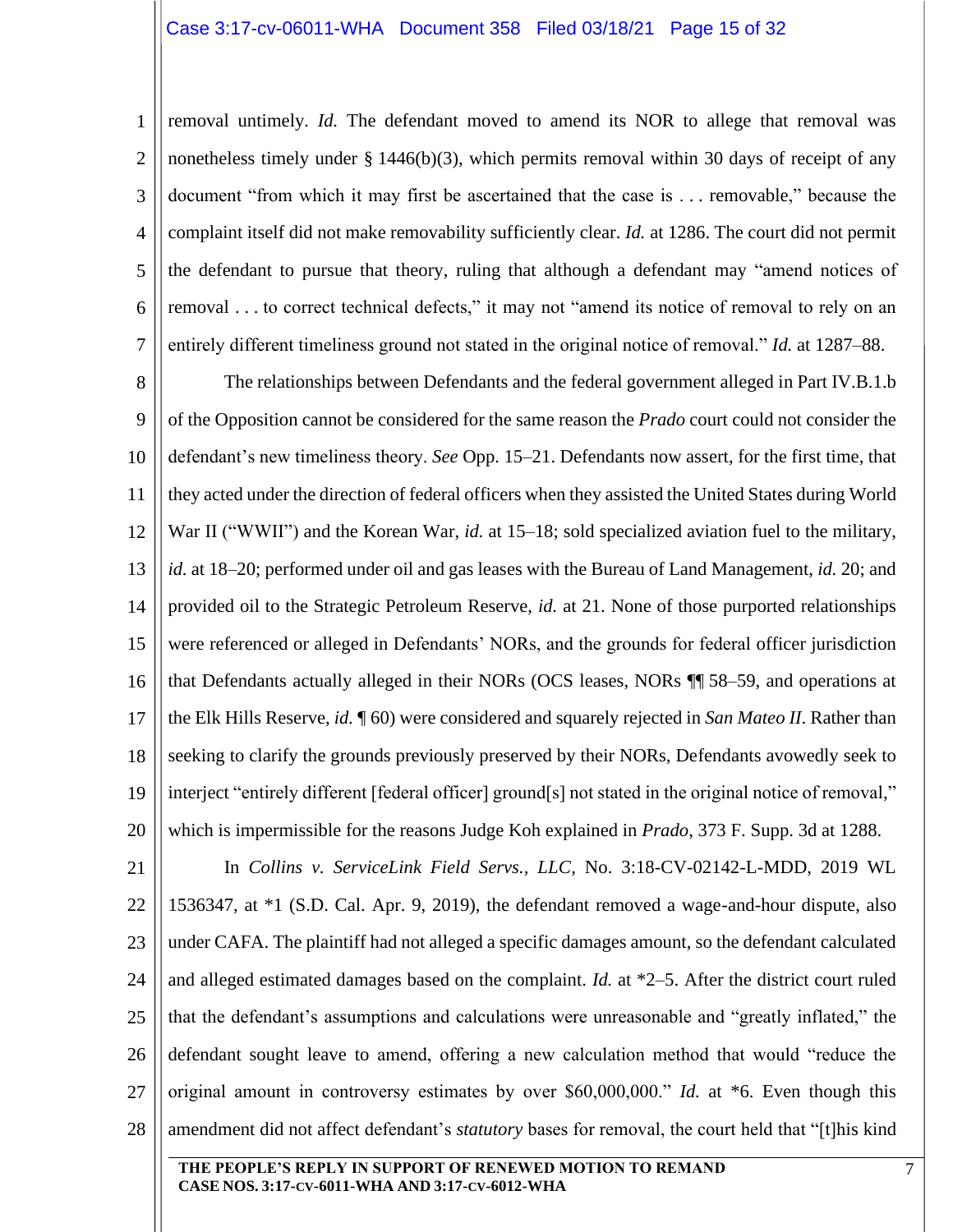removal untimely. *Id.* The defendant moved to amend its NOR to allege that removal was nonetheless timely under § 1446(b)(3), which permits removal within 30 days of receipt of any document "from which it may first be ascertained that the case is . . . removable," because the complaint itself did not make removability sufficiently clear. *Id.* at 1286. The court did not permit the defendant to pursue that theory, ruling that although a defendant may "amend notices of removal . . . to correct technical defects," it may not "amend its notice of removal to rely on an entirely different timeliness ground not stated in the original notice of removal." *Id.* at 1287–88.

The relationships between Defendants and the federal government alleged in Part IV.B.1.b of the Opposition cannot be considered for the same reason the *Prado* court could not consider the defendant's new timeliness theory. *See* Opp. 15–21. Defendants now assert, for the first time, that they acted under the direction of federal officers when they assisted the United States during World War II ("WWII") and the Korean War, *id.* at 15–18; sold specialized aviation fuel to the military, *id.* at 18–20; performed under oil and gas leases with the Bureau of Land Management, *id.* 20; and provided oil to the Strategic Petroleum Reserve, *id.* at 21. None of those purported relationships were referenced or alleged in Defendants' NORs, and the grounds for federal officer jurisdiction that Defendants actually alleged in their NORs (OCS leases, NORs ¶¶ 58–59, and operations at the Elk Hills Reserve, *id.* ¶ 60) were considered and squarely rejected in *San Mateo II*. Rather than seeking to clarify the grounds previously preserved by their NORs, Defendants avowedly seek to interject "entirely different [federal officer] ground[s] not stated in the original notice of removal," which is impermissible for the reasons Judge Koh explained in *Prado*, 373 F. Supp. 3d at 1288.

In *Collins v. ServiceLink Field Servs., LLC*, No. 3:18-CV-02142-L-MDD, 2019 WL 1536347, at *1 (S.D. Cal. Apr. 9, 2019), the defendant removed a wage-and-hour dispute, also under CAFA. The plaintiff had not alleged a specific damages amount, so the defendant calculated and alleged estimated damages based on the complaint. *Id.* at *2–5. After the district court ruled that the defendant's assumptions and calculations were unreasonable and "greatly inflated," the defendant sought leave to amend, offering a new calculation method that would "reduce the original amount in controversy estimates by over $60,000,000." *Id.* at *6. Even though this amendment did not affect defendant's *statutory* bases for removal, the court held that "[t]his kind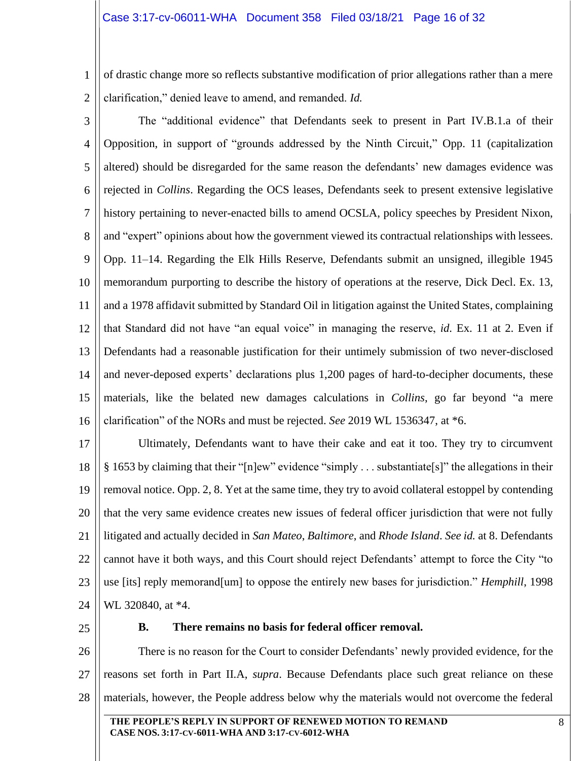of drastic change more so reflects substantive modification of prior allegations rather than a mere clarification," denied leave to amend, and remanded. *Id.*

The "additional evidence" that Defendants seek to present in Part IV.B.1.a of their Opposition, in support of "grounds addressed by the Ninth Circuit," Opp. 11 (capitalization altered) should be disregarded for the same reason the defendants' new damages evidence was rejected in *Collins*. Regarding the OCS leases, Defendants seek to present extensive legislative history pertaining to never-enacted bills to amend OCSLA, policy speeches by President Nixon, and "expert" opinions about how the government viewed its contractual relationships with lessees. Opp. 11–14. Regarding the Elk Hills Reserve, Defendants submit an unsigned, illegible 1945 memorandum purporting to describe the history of operations at the reserve, Dick Decl. Ex. 13, and a 1978 affidavit submitted by Standard Oil in litigation against the United States, complaining that Standard did not have "an equal voice" in managing the reserve, *id.* Ex. 11 at 2. Even if Defendants had a reasonable justification for their untimely submission of two never-disclosed and never-deposed experts' declarations plus 1,200 pages of hard-to-decipher documents, these materials, like the belated new damages calculations in *Collins*, go far beyond "a mere clarification" of the NORs and must be rejected. *See* 2019 WL 1536347, at *6.

Ultimately, Defendants want to have their cake and eat it too. They try to circumvent § 1653 by claiming that their "[n]ew" evidence "simply . . . substantiate[s]" the allegations in their removal notice. Opp. 2, 8. Yet at the same time, they try to avoid collateral estoppel by contending that the very same evidence creates new issues of federal officer jurisdiction that were not fully litigated and actually decided in *San Mateo*, *Baltimore*, and *Rhode Island*. *See id.* at 8. Defendants cannot have it both ways, and this Court should reject Defendants' attempt to force the City "to use [its] reply memorand[um] to oppose the entirely new bases for jurisdiction." *Hemphill*, 1998 WL 320840, at *4.

### B. There remains no basis for federal officer removal.

There is no reason for the Court to consider Defendants' newly provided evidence, for the reasons set forth in Part II.A, *supra*. Because Defendants place such great reliance on these materials, however, the People address below why the materials would not overcome the federal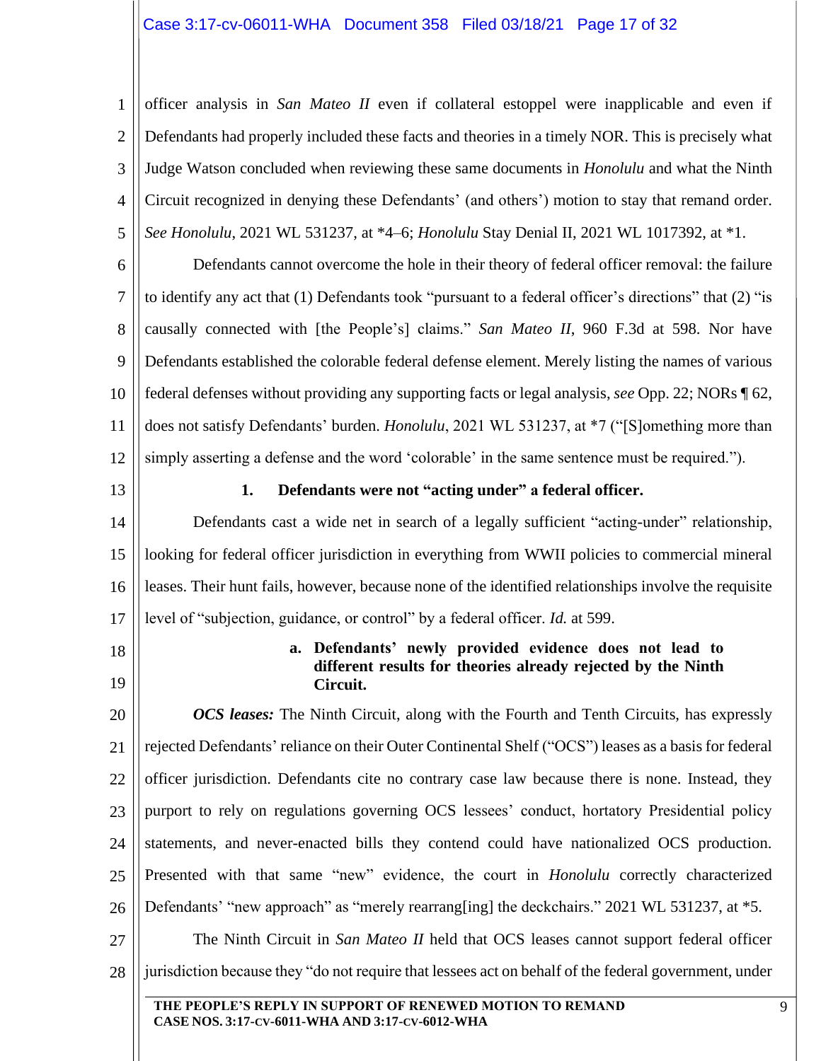officer analysis in *San Mateo II* even if collateral estoppel were inapplicable and even if Defendants had properly included these facts and theories in a timely NOR. This is precisely what Judge Watson concluded when reviewing these same documents in *Honolulu* and what the Ninth Circuit recognized in denying these Defendants' (and others') motion to stay that remand order. *See Honolulu*, 2021 WL 531237, at *4–6; *Honolulu* Stay Denial II, 2021 WL 1017392, at *1.

Defendants cannot overcome the hole in their theory of federal officer removal: the failure to identify any act that (1) Defendants took "pursuant to a federal officer's directions" that (2) "is causally connected with [the People's] claims." *San Mateo II*, 960 F.3d at 598. Nor have Defendants established the colorable federal defense element. Merely listing the names of various federal defenses without providing any supporting facts or legal analysis, *see* Opp. 22; NORs ¶ 62, does not satisfy Defendants' burden. *Honolulu*, 2021 WL 531237, at *7 ("[S]omething more than simply asserting a defense and the word 'colorable' in the same sentence must be required.").

**1. Defendants were not "acting under" a federal officer.**

Defendants cast a wide net in search of a legally sufficient "acting-under" relationship, looking for federal officer jurisdiction in everything from WWII policies to commercial mineral leases. Their hunt fails, however, because none of the identified relationships involve the requisite level of "subjection, guidance, or control" by a federal officer. *Id.* at 599.

**a. Defendants' newly provided evidence does not lead to different results for theories already rejected by the Ninth Circuit.**

***OCS leases:*** The Ninth Circuit, along with the Fourth and Tenth Circuits, has expressly rejected Defendants' reliance on their Outer Continental Shelf ("OCS") leases as a basis for federal officer jurisdiction. Defendants cite no contrary case law because there is none. Instead, they purport to rely on regulations governing OCS lessees' conduct, hortatory Presidential policy statements, and never-enacted bills they contend could have nationalized OCS production. Presented with that same "new" evidence, the court in *Honolulu* correctly characterized Defendants' "new approach" as "merely rearrang[ing] the deckchairs." 2021 WL 531237, at *5.

The Ninth Circuit in *San Mateo II* held that OCS leases cannot support federal officer jurisdiction because they "do not require that lessees act on behalf of the federal government, under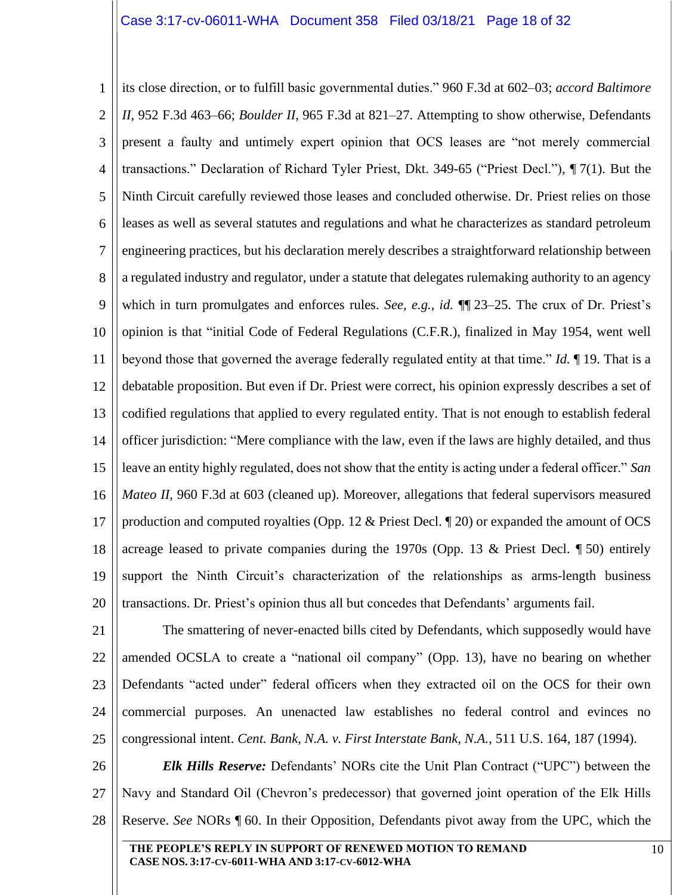its close direction, or to fulfill basic governmental duties." 960 F.3d at 602–03; *accord Baltimore II*, 952 F.3d 463–66; *Boulder II*, 965 F.3d at 821–27. Attempting to show otherwise, Defendants present a faulty and untimely expert opinion that OCS leases are "not merely commercial transactions." Declaration of Richard Tyler Priest, Dkt. 349-65 ("Priest Decl."), ¶ 7(1). But the Ninth Circuit carefully reviewed those leases and concluded otherwise. Dr. Priest relies on those leases as well as several statutes and regulations and what he characterizes as standard petroleum engineering practices, but his declaration merely describes a straightforward relationship between a regulated industry and regulator, under a statute that delegates rulemaking authority to an agency which in turn promulgates and enforces rules. *See, e.g.*, *id.* ¶¶ 23–25. The crux of Dr. Priest's opinion is that "initial Code of Federal Regulations (C.F.R.), finalized in May 1954, went well beyond those that governed the average federally regulated entity at that time." *Id.* ¶ 19. That is a debatable proposition. But even if Dr. Priest were correct, his opinion expressly describes a set of codified regulations that applied to every regulated entity. That is not enough to establish federal officer jurisdiction: "Mere compliance with the law, even if the laws are highly detailed, and thus leave an entity highly regulated, does not show that the entity is acting under a federal officer." *San Mateo II*, 960 F.3d at 603 (cleaned up). Moreover, allegations that federal supervisors measured production and computed royalties (Opp. 12 & Priest Decl. ¶ 20) or expanded the amount of OCS acreage leased to private companies during the 1970s (Opp. 13 & Priest Decl. ¶ 50) entirely support the Ninth Circuit's characterization of the relationships as arms-length business transactions. Dr. Priest's opinion thus all but concedes that Defendants' arguments fail.

The smattering of never-enacted bills cited by Defendants, which supposedly would have amended OCSLA to create a "national oil company" (Opp. 13), have no bearing on whether Defendants "acted under" federal officers when they extracted oil on the OCS for their own commercial purposes. An unenacted law establishes no federal control and evinces no congressional intent. *Cent. Bank, N.A. v. First Interstate Bank, N.A.*, 511 U.S. 164, 187 (1994).

***Elk Hills Reserve:*** Defendants' NORs cite the Unit Plan Contract ("UPC") between the Navy and Standard Oil (Chevron's predecessor) that governed joint operation of the Elk Hills Reserve. *See* NORs ¶ 60. In their Opposition, Defendants pivot away from the UPC, which the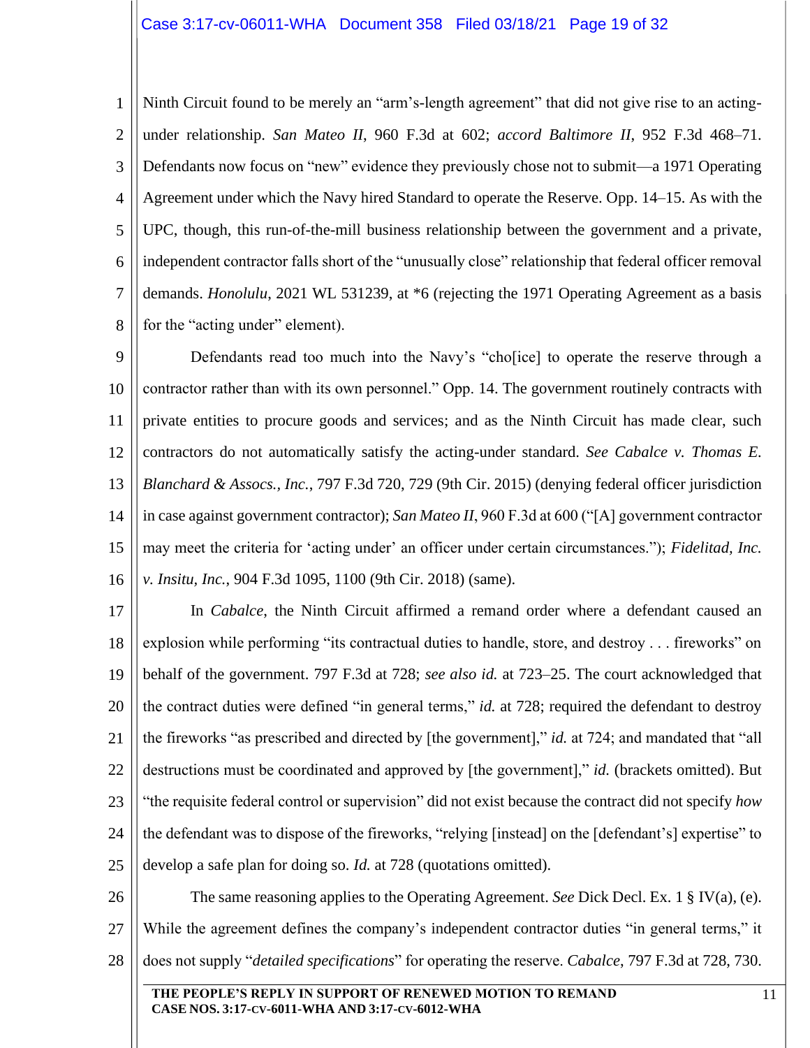Ninth Circuit found to be merely an "arm's-length agreement" that did not give rise to an acting-under relationship. *San Mateo II*, 960 F.3d at 602; *accord Baltimore II*, 952 F.3d 468–71. Defendants now focus on "new" evidence they previously chose not to submit—a 1971 Operating Agreement under which the Navy hired Standard to operate the Reserve. Opp. 14–15. As with the UPC, though, this run-of-the-mill business relationship between the government and a private, independent contractor falls short of the "unusually close" relationship that federal officer removal demands. *Honolulu*, 2021 WL 531239, at *6 (rejecting the 1971 Operating Agreement as a basis for the "acting under" element).

Defendants read too much into the Navy's "cho[ice] to operate the reserve through a contractor rather than with its own personnel." Opp. 14. The government routinely contracts with private entities to procure goods and services; and as the Ninth Circuit has made clear, such contractors do not automatically satisfy the acting-under standard. *See Cabalce v. Thomas E. Blanchard & Assocs., Inc.*, 797 F.3d 720, 729 (9th Cir. 2015) (denying federal officer jurisdiction in case against government contractor); *San Mateo II*, 960 F.3d at 600 ("[A] government contractor may meet the criteria for 'acting under' an officer under certain circumstances."); *Fidelitad, Inc. v. Insitu, Inc.*, 904 F.3d 1095, 1100 (9th Cir. 2018) (same).

In *Cabalce*, the Ninth Circuit affirmed a remand order where a defendant caused an explosion while performing "its contractual duties to handle, store, and destroy . . . fireworks" on behalf of the government. 797 F.3d at 728; *see also id.* at 723–25. The court acknowledged that the contract duties were defined "in general terms," *id.* at 728; required the defendant to destroy the fireworks "as prescribed and directed by [the government]," *id.* at 724; and mandated that "all destructions must be coordinated and approved by [the government]," *id.* (brackets omitted). But "the requisite federal control or supervision" did not exist because the contract did not specify *how* the defendant was to dispose of the fireworks, "relying [instead] on the [defendant's] expertise" to develop a safe plan for doing so. *Id.* at 728 (quotations omitted).

The same reasoning applies to the Operating Agreement. *See* Dick Decl. Ex. 1 § IV(a), (e). While the agreement defines the company's independent contractor duties "in general terms," it does not supply "*detailed specifications*" for operating the reserve. *Cabalce*, 797 F.3d at 728, 730.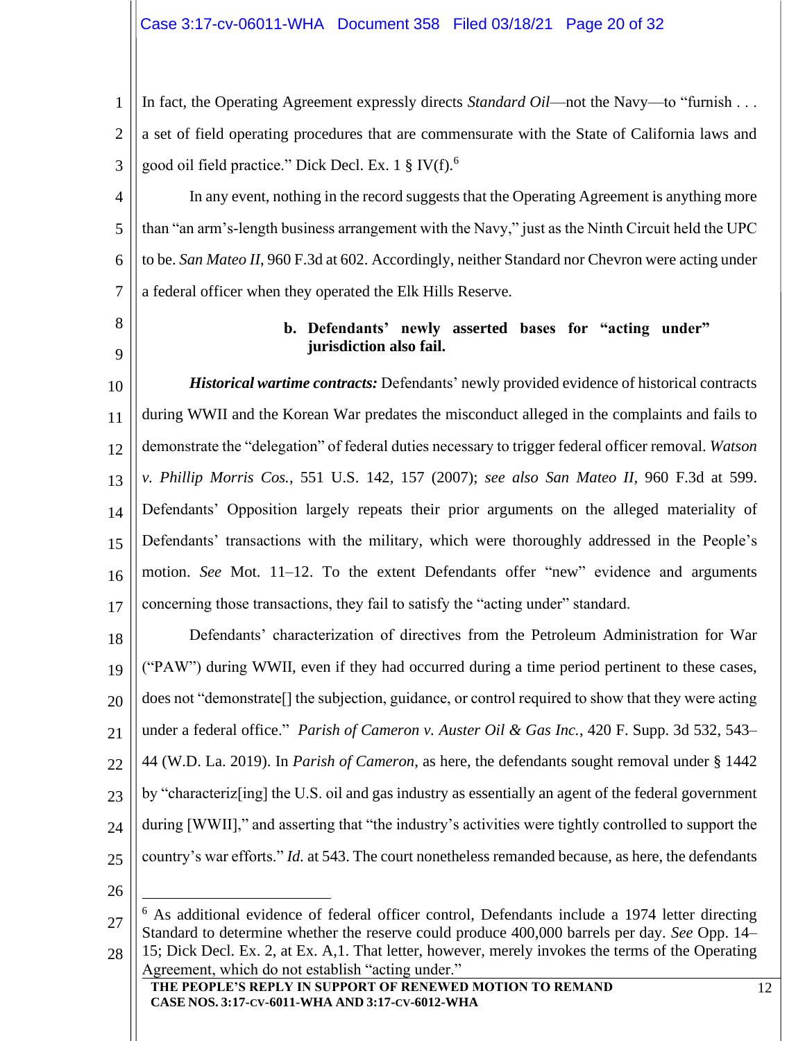In fact, the Operating Agreement expressly directs *Standard Oil*—not the Navy—to "furnish . . . a set of field operating procedures that are commensurate with the State of California laws and good oil field practice." Dick Decl. Ex. 1 § IV(f).[6]

In any event, nothing in the record suggests that the Operating Agreement is anything more than "an arm's-length business arrangement with the Navy," just as the Ninth Circuit held the UPC to be. *San Mateo II*, 960 F.3d at 602. Accordingly, neither Standard nor Chevron were acting under a federal officer when they operated the Elk Hills Reserve.

**b. Defendants' newly asserted bases for "acting under" jurisdiction also fail.**

***Historical wartime contracts:*** Defendants' newly provided evidence of historical contracts during WWII and the Korean War predates the misconduct alleged in the complaints and fails to demonstrate the "delegation" of federal duties necessary to trigger federal officer removal. *Watson v. Phillip Morris Cos.*, 551 U.S. 142, 157 (2007); *see also San Mateo II*, 960 F.3d at 599. Defendants' Opposition largely repeats their prior arguments on the alleged materiality of Defendants' transactions with the military, which were thoroughly addressed in the People's motion. *See* Mot. 11–12. To the extent Defendants offer "new" evidence and arguments concerning those transactions, they fail to satisfy the "acting under" standard.

Defendants' characterization of directives from the Petroleum Administration for War ("PAW") during WWII, even if they had occurred during a time period pertinent to these cases, does not "demonstrate[] the subjection, guidance, or control required to show that they were acting under a federal office." *Parish of Cameron v. Auster Oil & Gas Inc.*, 420 F. Supp. 3d 532, 543–44 (W.D. La. 2019). In *Parish of Cameron*, as here, the defendants sought removal under § 1442 by "characteriz[ing] the U.S. oil and gas industry as essentially an agent of the federal government during [WWII]," and asserting that "the industry's activities were tightly controlled to support the country's war efforts." *Id.* at 543. The court nonetheless remanded because, as here, the defendants

---

[6] As additional evidence of federal officer control, Defendants include a 1974 letter directing Standard to determine whether the reserve could produce 400,000 barrels per day. *See* Opp. 14–15; Dick Decl. Ex. 2, at Ex. A,1. That letter, however, merely invokes the terms of the Operating Agreement, which do not establish "acting under."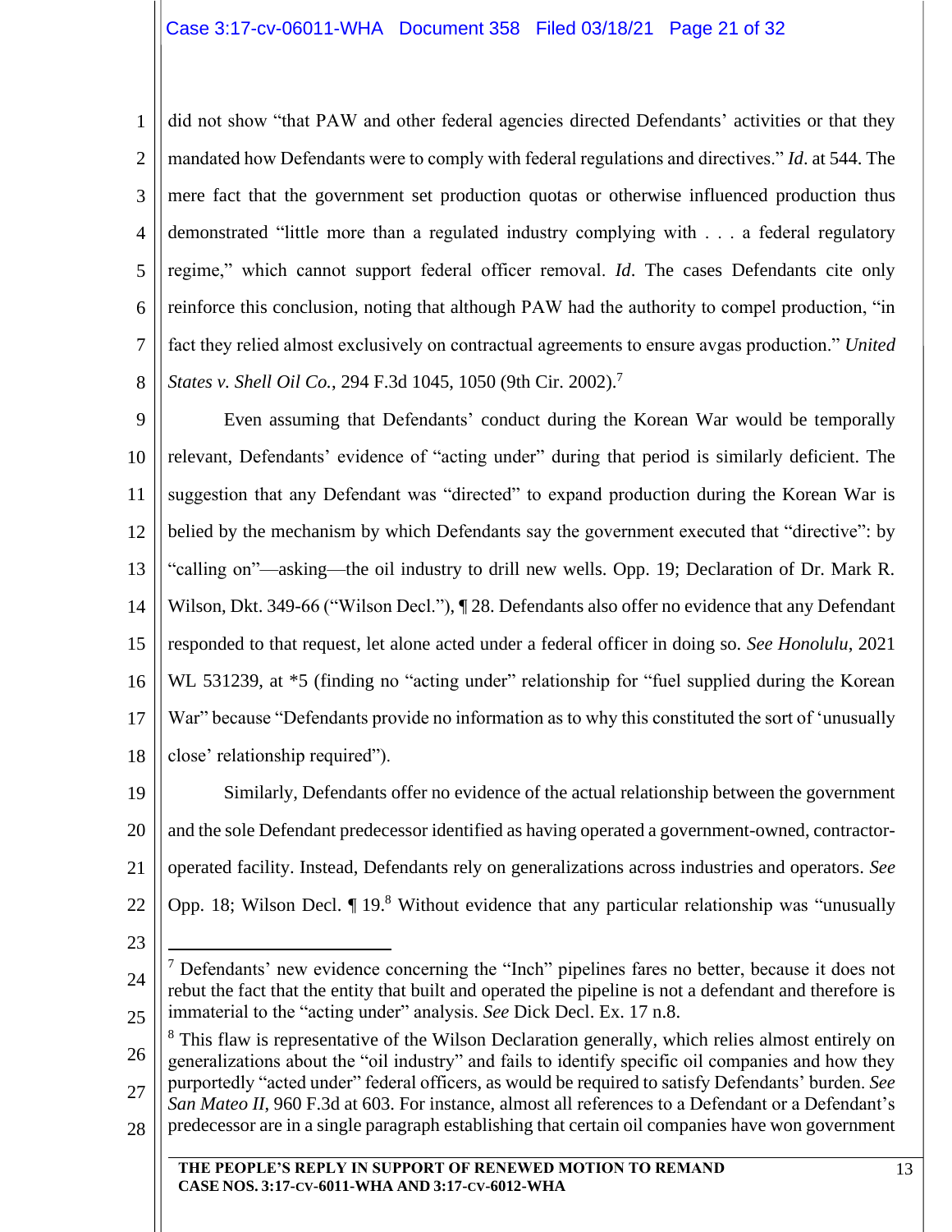did not show "that PAW and other federal agencies directed Defendants' activities or that they mandated how Defendants were to comply with federal regulations and directives." *Id*. at 544. The mere fact that the government set production quotas or otherwise influenced production thus demonstrated "little more than a regulated industry complying with . . . a federal regulatory regime," which cannot support federal officer removal. *Id*. The cases Defendants cite only reinforce this conclusion, noting that although PAW had the authority to compel production, "in fact they relied almost exclusively on contractual agreements to ensure avgas production." *United States v. Shell Oil Co.*, 294 F.3d 1045, 1050 (9th Cir. 2002).[7]

Even assuming that Defendants' conduct during the Korean War would be temporally relevant, Defendants' evidence of "acting under" during that period is similarly deficient. The suggestion that any Defendant was "directed" to expand production during the Korean War is belied by the mechanism by which Defendants say the government executed that "directive": by "calling on"—asking—the oil industry to drill new wells. Opp. 19; Declaration of Dr. Mark R. Wilson, Dkt. 349-66 ("Wilson Decl."), ¶ 28. Defendants also offer no evidence that any Defendant responded to that request, let alone acted under a federal officer in doing so. *See Honolulu*, 2021 WL 531239, at *5 (finding no "acting under" relationship for "fuel supplied during the Korean War" because "Defendants provide no information as to why this constituted the sort of 'unusually close' relationship required").

Similarly, Defendants offer no evidence of the actual relationship between the government and the sole Defendant predecessor identified as having operated a government-owned, contractor-operated facility. Instead, Defendants rely on generalizations across industries and operators. *See* Opp. 18; Wilson Decl. ¶ 19.[8] Without evidence that any particular relationship was "unusually

---

[7] Defendants' new evidence concerning the "Inch" pipelines fares no better, because it does not rebut the fact that the entity that built and operated the pipeline is not a defendant and therefore is immaterial to the "acting under" analysis. *See* Dick Decl. Ex. 17 n.8.

[8] This flaw is representative of the Wilson Declaration generally, which relies almost entirely on generalizations about the "oil industry" and fails to identify specific oil companies and how they purportedly "acted under" federal officers, as would be required to satisfy Defendants' burden. *See San Mateo II*, 960 F.3d at 603. For instance, almost all references to a Defendant or a Defendant's predecessor are in a single paragraph establishing that certain oil companies have won government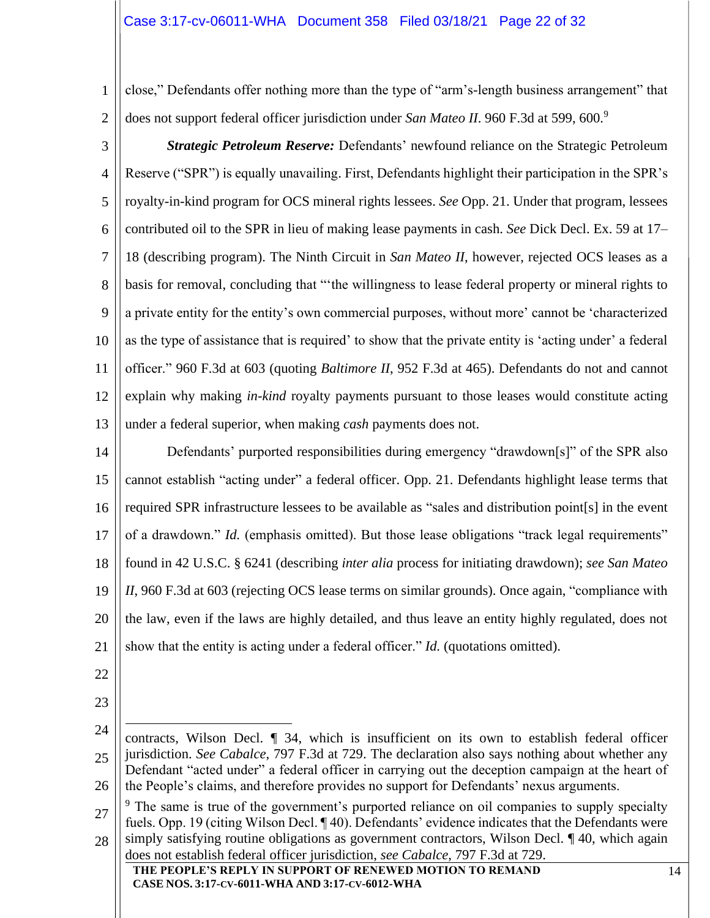close," Defendants offer nothing more than the type of "arm's-length business arrangement" that does not support federal officer jurisdiction under *San Mateo II*. 960 F.3d at 599, 600.[9]

***Strategic Petroleum Reserve:*** Defendants' newfound reliance on the Strategic Petroleum Reserve ("SPR") is equally unavailing. First, Defendants highlight their participation in the SPR's royalty-in-kind program for OCS mineral rights lessees. *See* Opp. 21. Under that program, lessees contributed oil to the SPR in lieu of making lease payments in cash. *See* Dick Decl. Ex. 59 at 17–18 (describing program). The Ninth Circuit in *San Mateo II*, however, rejected OCS leases as a basis for removal, concluding that "'the willingness to lease federal property or mineral rights to a private entity for the entity's own commercial purposes, without more' cannot be 'characterized as the type of assistance that is required' to show that the private entity is 'acting under' a federal officer." 960 F.3d at 603 (quoting *Baltimore II*, 952 F.3d at 465). Defendants do not and cannot explain why making *in-kind* royalty payments pursuant to those leases would constitute acting under a federal superior, when making *cash* payments does not.

Defendants' purported responsibilities during emergency "drawdown[s]" of the SPR also cannot establish "acting under" a federal officer. Opp. 21. Defendants highlight lease terms that required SPR infrastructure lessees to be available as "sales and distribution point[s] in the event of a drawdown." *Id.* (emphasis omitted). But those lease obligations "track legal requirements" found in 42 U.S.C. § 6241 (describing *inter alia* process for initiating drawdown); *see San Mateo II*, 960 F.3d at 603 (rejecting OCS lease terms on similar grounds). Once again, "compliance with the law, even if the laws are highly detailed, and thus leave an entity highly regulated, does not show that the entity is acting under a federal officer." *Id.* (quotations omitted).

---

contracts, Wilson Decl. ¶ 34, which is insufficient on its own to establish federal officer jurisdiction. *See Cabalce*, 797 F.3d at 729. The declaration also says nothing about whether any Defendant "acted under" a federal officer in carrying out the deception campaign at the heart of the People's claims, and therefore provides no support for Defendants' nexus arguments.

[9] The same is true of the government's purported reliance on oil companies to supply specialty fuels. Opp. 19 (citing Wilson Decl. ¶ 40). Defendants' evidence indicates that the Defendants were simply satisfying routine obligations as government contractors, Wilson Decl. ¶ 40, which again does not establish federal officer jurisdiction, *see Cabalce*, 797 F.3d at 729.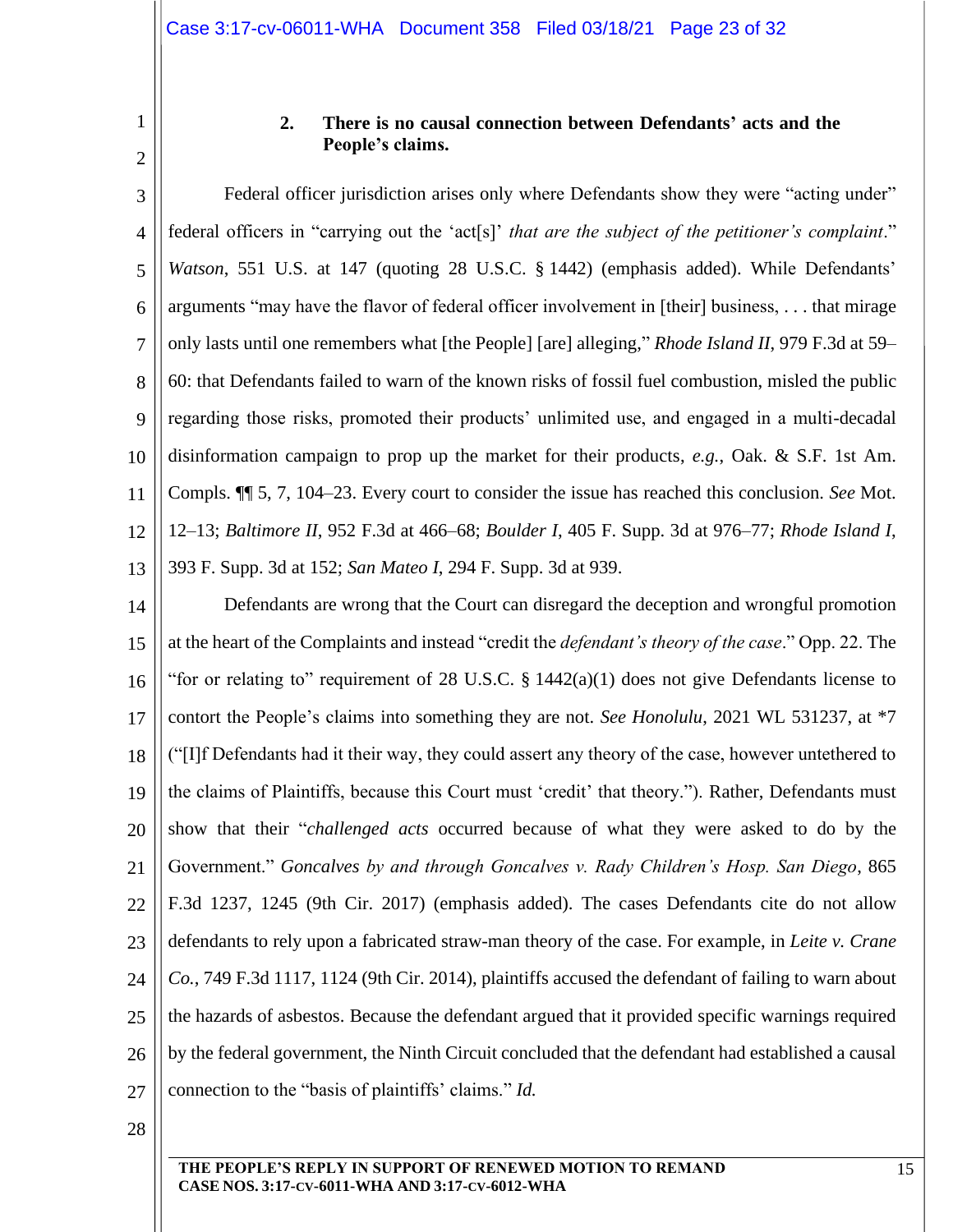### 2. There is no causal connection between Defendants' acts and the People's claims.

Federal officer jurisdiction arises only where Defendants show they were "acting under" federal officers in "carrying out the 'act[s]' *that are the subject of the petitioner's complaint*." *Watson*, 551 U.S. at 147 (quoting 28 U.S.C. § 1442) (emphasis added). While Defendants' arguments "may have the flavor of federal officer involvement in [their] business, . . . that mirage only lasts until one remembers what [the People] [are] alleging," *Rhode Island II*, 979 F.3d at 59–60: that Defendants failed to warn of the known risks of fossil fuel combustion, misled the public regarding those risks, promoted their products' unlimited use, and engaged in a multi-decadal disinformation campaign to prop up the market for their products, *e.g.*, Oak. & S.F. 1st Am. Compls. ¶¶ 5, 7, 104–23. Every court to consider the issue has reached this conclusion. *See* Mot. 12–13; *Baltimore II*, 952 F.3d at 466–68; *Boulder I*, 405 F. Supp. 3d at 976–77; *Rhode Island I*, 393 F. Supp. 3d at 152; *San Mateo I*, 294 F. Supp. 3d at 939.

Defendants are wrong that the Court can disregard the deception and wrongful promotion at the heart of the Complaints and instead "credit the *defendant's theory of the case*." Opp. 22. The "for or relating to" requirement of 28 U.S.C. § 1442(a)(1) does not give Defendants license to contort the People's claims into something they are not. *See Honolulu*, 2021 WL 531237, at *7 ("[I]f Defendants had it their way, they could assert any theory of the case, however untethered to the claims of Plaintiffs, because this Court must 'credit' that theory."). Rather, Defendants must show that their "*challenged acts* occurred because of what they were asked to do by the Government." *Goncalves by and through Goncalves v. Rady Children's Hosp. San Diego*, 865 F.3d 1237, 1245 (9th Cir. 2017) (emphasis added). The cases Defendants cite do not allow defendants to rely upon a fabricated straw-man theory of the case. For example, in *Leite v. Crane Co.*, 749 F.3d 1117, 1124 (9th Cir. 2014), plaintiffs accused the defendant of failing to warn about the hazards of asbestos. Because the defendant argued that it provided specific warnings required by the federal government, the Ninth Circuit concluded that the defendant had established a causal connection to the "basis of plaintiffs' claims." *Id.*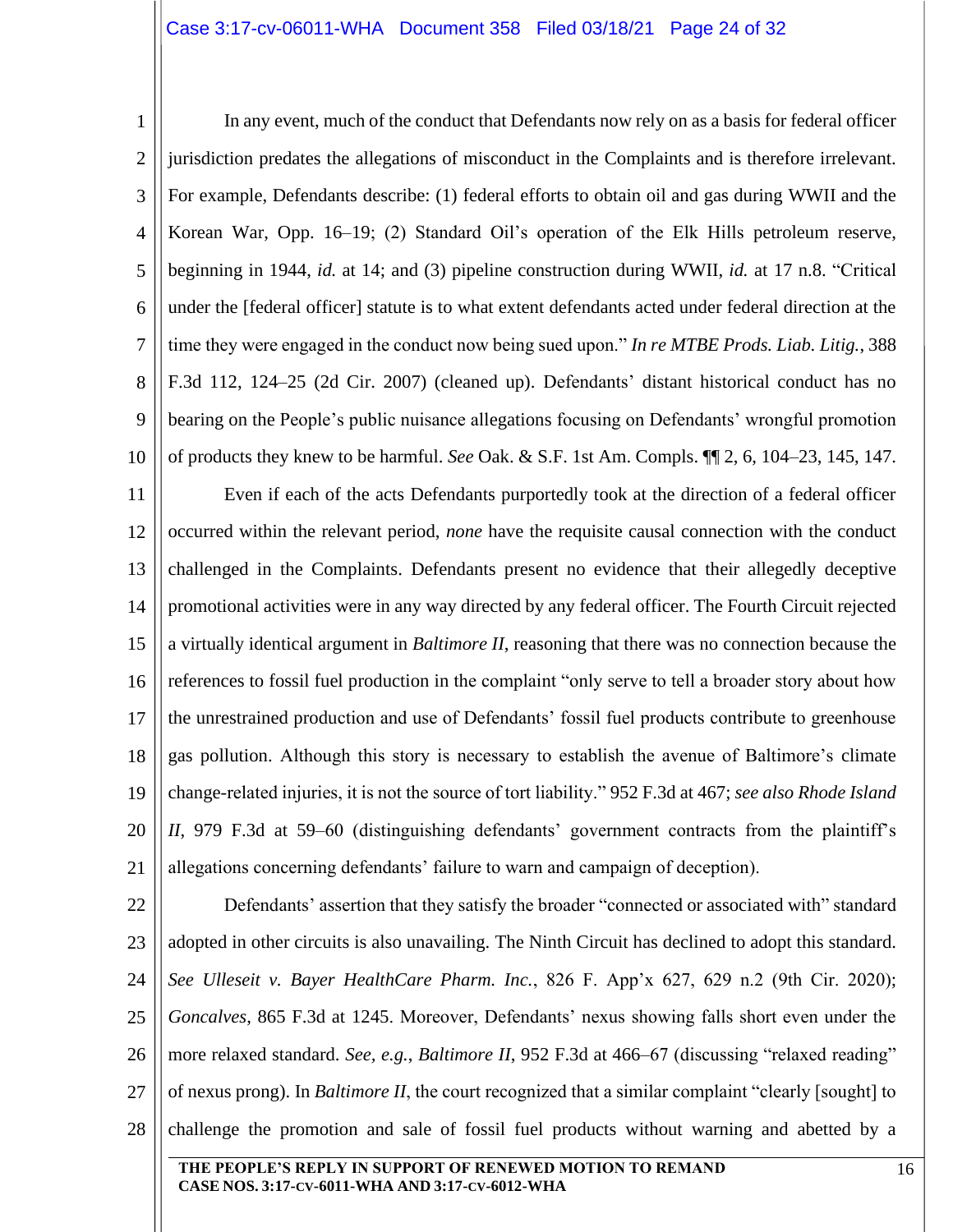In any event, much of the conduct that Defendants now rely on as a basis for federal officer jurisdiction predates the allegations of misconduct in the Complaints and is therefore irrelevant. For example, Defendants describe: (1) federal efforts to obtain oil and gas during WWII and the Korean War, Opp. 16–19; (2) Standard Oil's operation of the Elk Hills petroleum reserve, beginning in 1944, *id.* at 14; and (3) pipeline construction during WWII, *id.* at 17 n.8. "Critical under the [federal officer] statute is to what extent defendants acted under federal direction at the time they were engaged in the conduct now being sued upon." *In re MTBE Prods. Liab. Litig.*, 388 F.3d 112, 124–25 (2d Cir. 2007) (cleaned up). Defendants' distant historical conduct has no bearing on the People's public nuisance allegations focusing on Defendants' wrongful promotion of products they knew to be harmful. *See* Oak. & S.F. 1st Am. Compls. ¶¶ 2, 6, 104–23, 145, 147.

Even if each of the acts Defendants purportedly took at the direction of a federal officer occurred within the relevant period, *none* have the requisite causal connection with the conduct challenged in the Complaints. Defendants present no evidence that their allegedly deceptive promotional activities were in any way directed by any federal officer. The Fourth Circuit rejected a virtually identical argument in *Baltimore II*, reasoning that there was no connection because the references to fossil fuel production in the complaint "only serve to tell a broader story about how the unrestrained production and use of Defendants' fossil fuel products contribute to greenhouse gas pollution. Although this story is necessary to establish the avenue of Baltimore's climate change-related injuries, it is not the source of tort liability." 952 F.3d at 467; *see also Rhode Island II*, 979 F.3d at 59–60 (distinguishing defendants' government contracts from the plaintiff's allegations concerning defendants' failure to warn and campaign of deception).

Defendants' assertion that they satisfy the broader "connected or associated with" standard adopted in other circuits is also unavailing. The Ninth Circuit has declined to adopt this standard. *See Ulleseit v. Bayer HealthCare Pharm. Inc.*, 826 F. App'x 627, 629 n.2 (9th Cir. 2020); *Goncalves*, 865 F.3d at 1245. Moreover, Defendants' nexus showing falls short even under the more relaxed standard. *See, e.g.*, *Baltimore II*, 952 F.3d at 466–67 (discussing "relaxed reading" of nexus prong). In *Baltimore II*, the court recognized that a similar complaint "clearly [sought] to challenge the promotion and sale of fossil fuel products without warning and abetted by a

**THE PEOPLE'S REPLY IN SUPPORT OF RENEWED MOTION TO REMAND**
**CASE NOS. 3:17-CV-6011-WHA AND 3:17-CV-6012-WHA**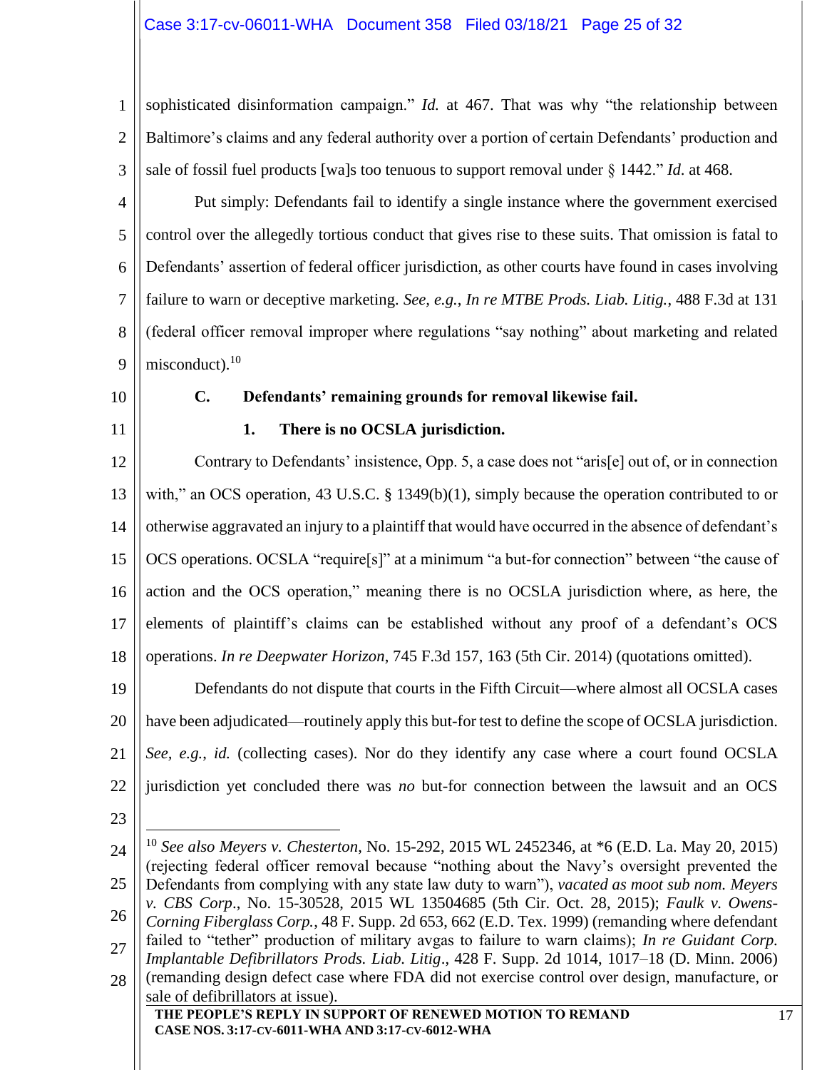sophisticated disinformation campaign." *Id.* at 467. That was why "the relationship between Baltimore's claims and any federal authority over a portion of certain Defendants' production and sale of fossil fuel products [wa]s too tenuous to support removal under § 1442." *Id.* at 468.

Put simply: Defendants fail to identify a single instance where the government exercised control over the allegedly tortious conduct that gives rise to these suits. That omission is fatal to Defendants' assertion of federal officer jurisdiction, as other courts have found in cases involving failure to warn or deceptive marketing. *See, e.g.*, *In re MTBE Prods. Liab. Litig.*, 488 F.3d at 131 (federal officer removal improper where regulations "say nothing" about marketing and related misconduct).[10]

### C. Defendants' remaining grounds for removal likewise fail.

#### 1. There is no OCSLA jurisdiction.

Contrary to Defendants' insistence, Opp. 5, a case does not "aris[e] out of, or in connection with," an OCS operation, 43 U.S.C. § 1349(b)(1), simply because the operation contributed to or otherwise aggravated an injury to a plaintiff that would have occurred in the absence of defendant's OCS operations. OCSLA "require[s]" at a minimum "a but-for connection" between "the cause of action and the OCS operation," meaning there is no OCSLA jurisdiction where, as here, the elements of plaintiff's claims can be established without any proof of a defendant's OCS operations. *In re Deepwater Horizon*, 745 F.3d 157, 163 (5th Cir. 2014) (quotations omitted).

Defendants do not dispute that courts in the Fifth Circuit—where almost all OCSLA cases have been adjudicated—routinely apply this but-for test to define the scope of OCSLA jurisdiction. *See, e.g.*, *id.* (collecting cases). Nor do they identify any case where a court found OCSLA jurisdiction yet concluded there was *no* but-for connection between the lawsuit and an OCS

---

[10] *See also Meyers v. Chesterton*, No. 15-292, 2015 WL 2452346, at *6 (E.D. La. May 20, 2015) (rejecting federal officer removal because "nothing about the Navy's oversight prevented the Defendants from complying with any state law duty to warn"), *vacated as moot sub nom. Meyers v. CBS Corp*., No. 15-30528, 2015 WL 13504685 (5th Cir. Oct. 28, 2015); *Faulk v. Owens-Corning Fiberglass Corp.*, 48 F. Supp. 2d 653, 662 (E.D. Tex. 1999) (remanding where defendant failed to "tether" production of military avgas to failure to warn claims); *In re Guidant Corp. Implantable Defibrillators Prods. Liab. Litig*., 428 F. Supp. 2d 1014, 1017–18 (D. Minn. 2006) (remanding design defect case where FDA did not exercise control over design, manufacture, or sale of defibrillators at issue).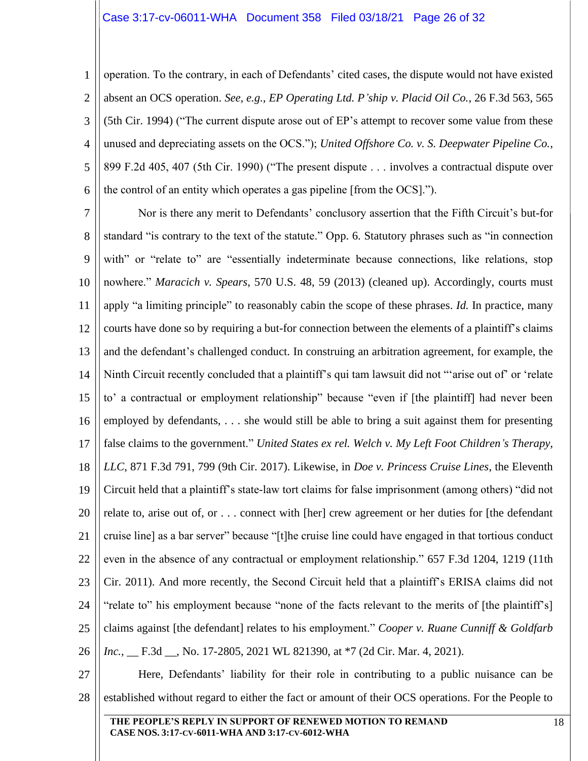operation. To the contrary, in each of Defendants' cited cases, the dispute would not have existed absent an OCS operation. *See, e.g.*, *EP Operating Ltd. P'ship v. Placid Oil Co.*, 26 F.3d 563, 565 (5th Cir. 1994) ("The current dispute arose out of EP's attempt to recover some value from these unused and depreciating assets on the OCS."); *United Offshore Co. v. S. Deepwater Pipeline Co.*, 899 F.2d 405, 407 (5th Cir. 1990) ("The present dispute . . . involves a contractual dispute over the control of an entity which operates a gas pipeline [from the OCS].").

Nor is there any merit to Defendants' conclusory assertion that the Fifth Circuit's but-for standard "is contrary to the text of the statute." Opp. 6. Statutory phrases such as "in connection with" or "relate to" are "essentially indeterminate because connections, like relations, stop nowhere." *Maracich v. Spears*, 570 U.S. 48, 59 (2013) (cleaned up). Accordingly, courts must apply "a limiting principle" to reasonably cabin the scope of these phrases. *Id.* In practice, many courts have done so by requiring a but-for connection between the elements of a plaintiff's claims and the defendant's challenged conduct. In construing an arbitration agreement, for example, the Ninth Circuit recently concluded that a plaintiff's qui tam lawsuit did not "'arise out of' or 'relate to' a contractual or employment relationship" because "even if [the plaintiff] had never been employed by defendants, . . . she would still be able to bring a suit against them for presenting false claims to the government." *United States ex rel. Welch v. My Left Foot Children's Therapy, LLC*, 871 F.3d 791, 799 (9th Cir. 2017). Likewise, in *Doe v. Princess Cruise Lines*, the Eleventh Circuit held that a plaintiff's state-law tort claims for false imprisonment (among others) "did not relate to, arise out of, or . . . connect with [her] crew agreement or her duties for [the defendant cruise line] as a bar server" because "[t]he cruise line could have engaged in that tortious conduct even in the absence of any contractual or employment relationship." 657 F.3d 1204, 1219 (11th Cir. 2011). And more recently, the Second Circuit held that a plaintiff's ERISA claims did not "relate to" his employment because "none of the facts relevant to the merits of [the plaintiff's] claims against [the defendant] relates to his employment." *Cooper v. Ruane Cunniff & Goldfarb Inc.*, __ F.3d __, No. 17-2805, 2021 WL 821390, at *7 (2d Cir. Mar. 4, 2021).

Here, Defendants' liability for their role in contributing to a public nuisance can be established without regard to either the fact or amount of their OCS operations. For the People to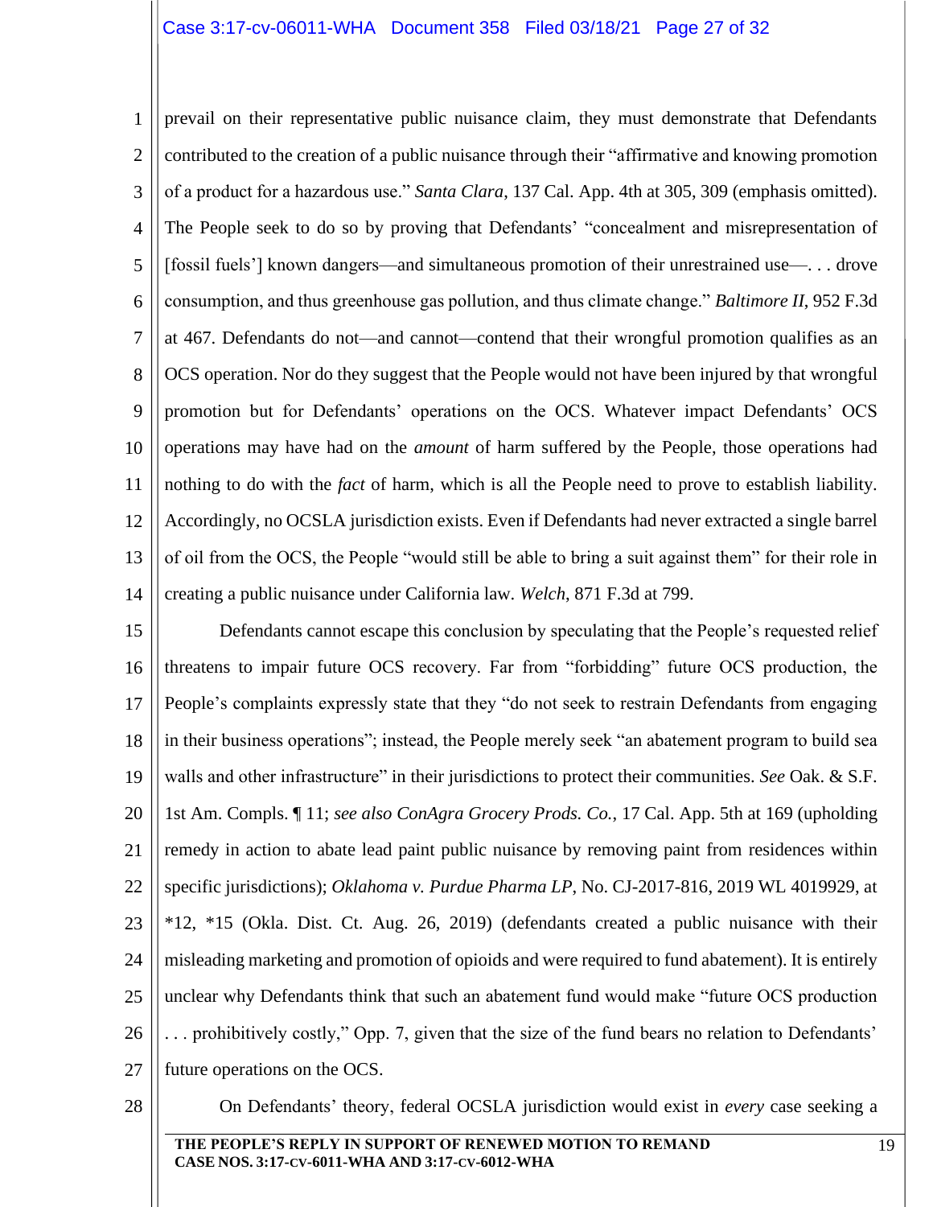prevail on their representative public nuisance claim, they must demonstrate that Defendants contributed to the creation of a public nuisance through their "affirmative and knowing promotion of a product for a hazardous use." *Santa Clara*, 137 Cal. App. 4th at 305, 309 (emphasis omitted). The People seek to do so by proving that Defendants' "concealment and misrepresentation of [fossil fuels'] known dangers—and simultaneous promotion of their unrestrained use—. . . drove consumption, and thus greenhouse gas pollution, and thus climate change." *Baltimore II*, 952 F.3d at 467. Defendants do not—and cannot—contend that their wrongful promotion qualifies as an OCS operation. Nor do they suggest that the People would not have been injured by that wrongful promotion but for Defendants' operations on the OCS. Whatever impact Defendants' OCS operations may have had on the *amount* of harm suffered by the People, those operations had nothing to do with the *fact* of harm, which is all the People need to prove to establish liability. Accordingly, no OCSLA jurisdiction exists. Even if Defendants had never extracted a single barrel of oil from the OCS, the People "would still be able to bring a suit against them" for their role in creating a public nuisance under California law. *Welch*, 871 F.3d at 799.

Defendants cannot escape this conclusion by speculating that the People's requested relief threatens to impair future OCS recovery. Far from "forbidding" future OCS production, the People's complaints expressly state that they "do not seek to restrain Defendants from engaging in their business operations"; instead, the People merely seek "an abatement program to build sea walls and other infrastructure" in their jurisdictions to protect their communities. *See* Oak. & S.F. 1st Am. Compls. ¶ 11; *see also ConAgra Grocery Prods. Co.*, 17 Cal. App. 5th at 169 (upholding remedy in action to abate lead paint public nuisance by removing paint from residences within specific jurisdictions); *Oklahoma v. Purdue Pharma LP*, No. CJ-2017-816, 2019 WL 4019929, at *12, *15 (Okla. Dist. Ct. Aug. 26, 2019) (defendants created a public nuisance with their misleading marketing and promotion of opioids and were required to fund abatement). It is entirely unclear why Defendants think that such an abatement fund would make "future OCS production . . . prohibitively costly," Opp. 7, given that the size of the fund bears no relation to Defendants' future operations on the OCS.

On Defendants' theory, federal OCSLA jurisdiction would exist in *every* case seeking a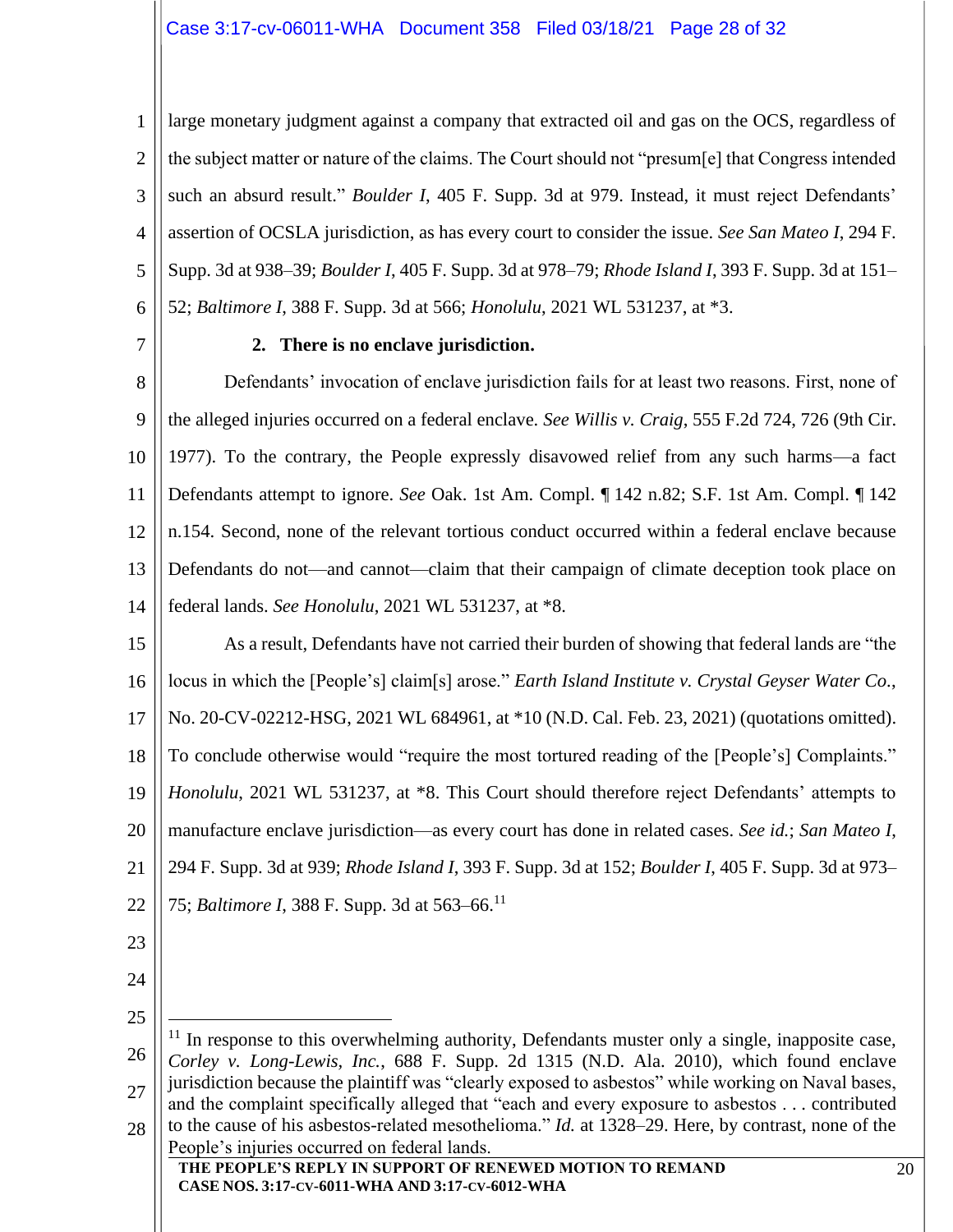large monetary judgment against a company that extracted oil and gas on the OCS, regardless of the subject matter or nature of the claims. The Court should not "presum[e] that Congress intended such an absurd result." *Boulder I*, 405 F. Supp. 3d at 979. Instead, it must reject Defendants' assertion of OCSLA jurisdiction, as has every court to consider the issue. *See San Mateo I*, 294 F. Supp. 3d at 938–39; *Boulder I*, 405 F. Supp. 3d at 978–79; *Rhode Island I*, 393 F. Supp. 3d at 151–52; *Baltimore I*, 388 F. Supp. 3d at 566; *Honolulu*, 2021 WL 531237, at *3.

**2. There is no enclave jurisdiction.**

Defendants' invocation of enclave jurisdiction fails for at least two reasons. First, none of the alleged injuries occurred on a federal enclave. *See Willis v. Craig*, 555 F.2d 724, 726 (9th Cir. 1977). To the contrary, the People expressly disavowed relief from any such harms—a fact Defendants attempt to ignore. *See* Oak. 1st Am. Compl. ¶ 142 n.82; S.F. 1st Am. Compl. ¶ 142 n.154. Second, none of the relevant tortious conduct occurred within a federal enclave because Defendants do not—and cannot—claim that their campaign of climate deception took place on federal lands. *See Honolulu*, 2021 WL 531237, at *8.

As a result, Defendants have not carried their burden of showing that federal lands are "the locus in which the [People's] claim[s] arose." *Earth Island Institute v. Crystal Geyser Water Co.*, No. 20-CV-02212-HSG, 2021 WL 684961, at *10 (N.D. Cal. Feb. 23, 2021) (quotations omitted). To conclude otherwise would "require the most tortured reading of the [People's] Complaints." *Honolulu*, 2021 WL 531237, at *8. This Court should therefore reject Defendants' attempts to manufacture enclave jurisdiction—as every court has done in related cases. *See id.*; *San Mateo I*, 294 F. Supp. 3d at 939; *Rhode Island I*, 393 F. Supp. 3d at 152; *Boulder I*, 405 F. Supp. 3d at 973–75; *Baltimore I*, 388 F. Supp. 3d at 563–66.[11]

---

[11] In response to this overwhelming authority, Defendants muster only a single, inapposite case, *Corley v. Long-Lewis, Inc.*, 688 F. Supp. 2d 1315 (N.D. Ala. 2010), which found enclave jurisdiction because the plaintiff was "clearly exposed to asbestos" while working on Naval bases, and the complaint specifically alleged that "each and every exposure to asbestos . . . contributed to the cause of his asbestos-related mesothelioma." *Id.* at 1328–29. Here, by contrast, none of the People's injuries occurred on federal lands.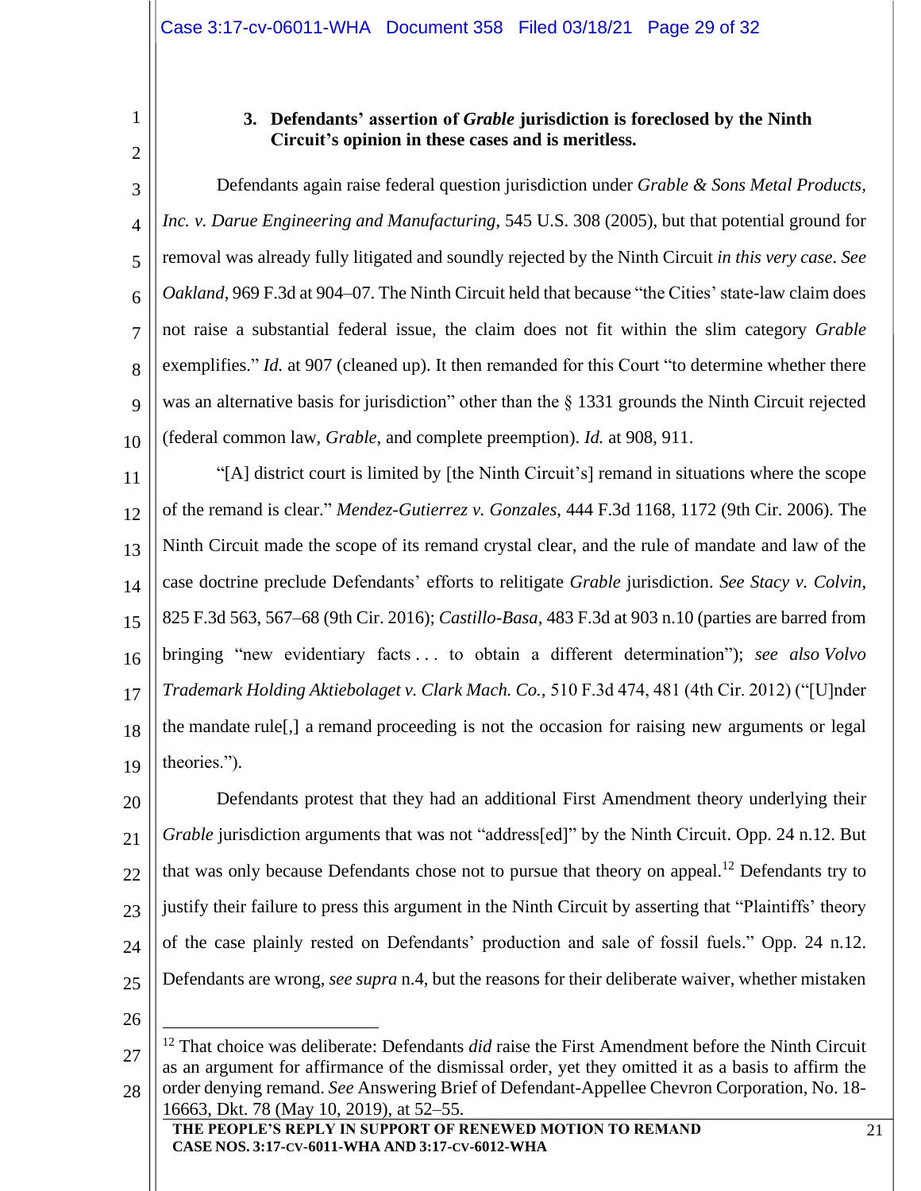### 3. Defendants' assertion of *Grable* jurisdiction is foreclosed by the Ninth Circuit's opinion in these cases and is meritless.

Defendants again raise federal question jurisdiction under *Grable & Sons Metal Products, Inc. v. Darue Engineering and Manufacturing*, 545 U.S. 308 (2005), but that potential ground for removal was already fully litigated and soundly rejected by the Ninth Circuit *in this very case*. *See Oakland*, 969 F.3d at 904–07. The Ninth Circuit held that because "the Cities' state-law claim does not raise a substantial federal issue, the claim does not fit within the slim category *Grable* exemplifies." *Id.* at 907 (cleaned up). It then remanded for this Court "to determine whether there was an alternative basis for jurisdiction" other than the § 1331 grounds the Ninth Circuit rejected (federal common law, *Grable*, and complete preemption). *Id.* at 908, 911.

"[A] district court is limited by [the Ninth Circuit's] remand in situations where the scope of the remand is clear." *Mendez-Gutierrez v. Gonzales*, 444 F.3d 1168, 1172 (9th Cir. 2006). The Ninth Circuit made the scope of its remand crystal clear, and the rule of mandate and law of the case doctrine preclude Defendants' efforts to relitigate *Grable* jurisdiction. *See Stacy v. Colvin*, 825 F.3d 563, 567–68 (9th Cir. 2016); *Castillo-Basa*, 483 F.3d at 903 n.10 (parties are barred from bringing "new evidentiary facts . . . to obtain a different determination"); *see also Volvo Trademark Holding Aktiebolaget v. Clark Mach. Co.*, 510 F.3d 474, 481 (4th Cir. 2012) ("[U]nder the mandate rule[,] a remand proceeding is not the occasion for raising new arguments or legal theories.").

Defendants protest that they had an additional First Amendment theory underlying their *Grable* jurisdiction arguments that was not "address[ed]" by the Ninth Circuit. Opp. 24 n.12. But that was only because Defendants chose not to pursue that theory on appeal.[12] Defendants try to justify their failure to press this argument in the Ninth Circuit by asserting that "Plaintiffs' theory of the case plainly rested on Defendants' production and sale of fossil fuels." Opp. 24 n.12. Defendants are wrong, *see supra* n.4, but the reasons for their deliberate waiver, whether mistaken

[12] That choice was deliberate: Defendants *did* raise the First Amendment before the Ninth Circuit as an argument for affirmance of the dismissal order, yet they omitted it as a basis to affirm the order denying remand. *See* Answering Brief of Defendant-Appellee Chevron Corporation, No. 18-16663, Dkt. 78 (May 10, 2019), at 52–55.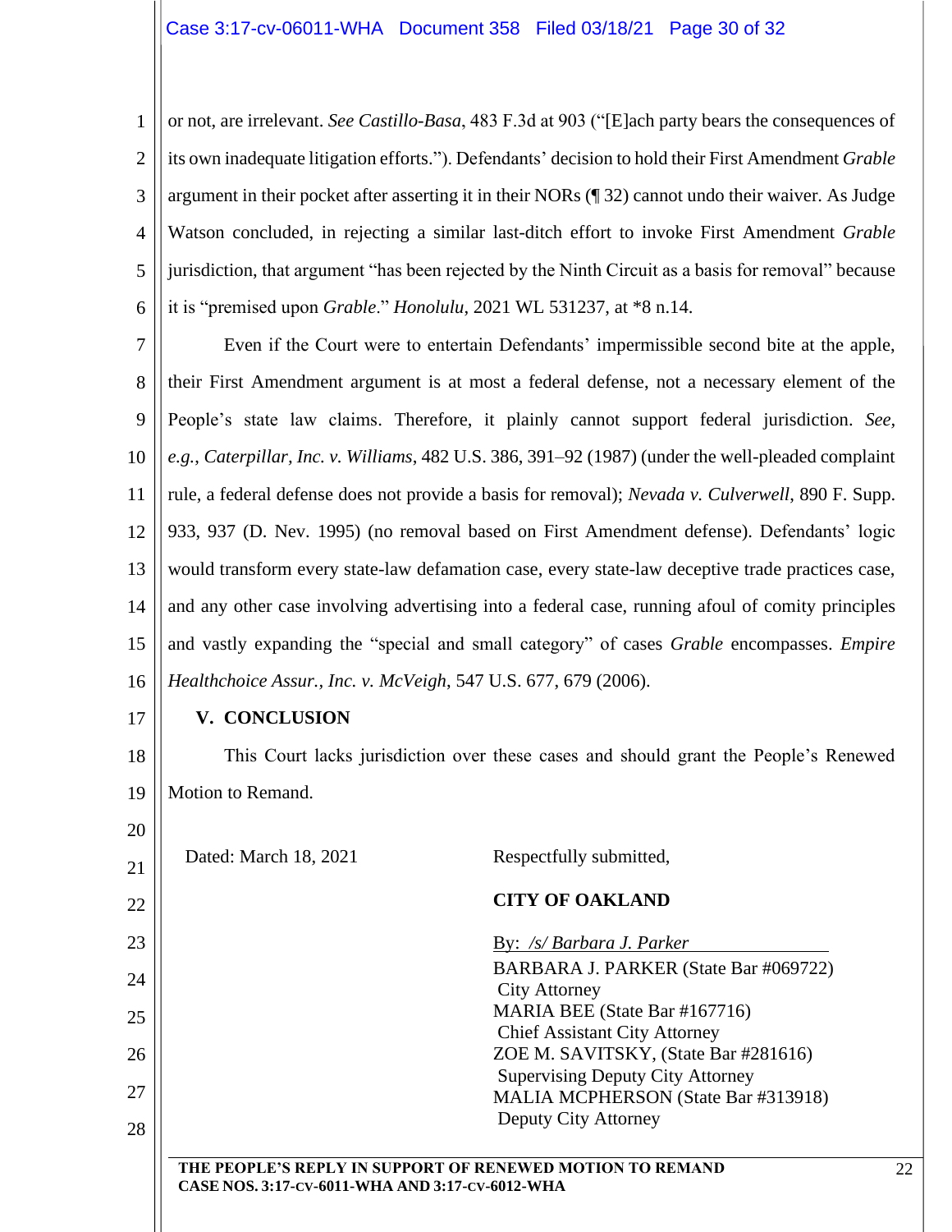or not, are irrelevant. *See Castillo-Basa*, 483 F.3d at 903 ("[E]ach party bears the consequences of its own inadequate litigation efforts."). Defendants' decision to hold their First Amendment *Grable* argument in their pocket after asserting it in their NORs (¶ 32) cannot undo their waiver. As Judge Watson concluded, in rejecting a similar last-ditch effort to invoke First Amendment *Grable* jurisdiction, that argument "has been rejected by the Ninth Circuit as a basis for removal" because it is "premised upon *Grable*." *Honolulu*, 2021 WL 531237, at *8 n.14.

Even if the Court were to entertain Defendants' impermissible second bite at the apple, their First Amendment argument is at most a federal defense, not a necessary element of the People's state law claims. Therefore, it plainly cannot support federal jurisdiction. *See, e.g.*, *Caterpillar, Inc. v. Williams*, 482 U.S. 386, 391–92 (1987) (under the well-pleaded complaint rule, a federal defense does not provide a basis for removal); *Nevada v. Culverwell*, 890 F. Supp. 933, 937 (D. Nev. 1995) (no removal based on First Amendment defense). Defendants' logic would transform every state-law defamation case, every state-law deceptive trade practices case, and any other case involving advertising into a federal case, running afoul of comity principles and vastly expanding the "special and small category" of cases *Grable* encompasses. *Empire Healthchoice Assur., Inc. v. McVeigh*, 547 U.S. 677, 679 (2006).

## V. CONCLUSION

This Court lacks jurisdiction over these cases and should grant the People's Renewed Motion to Remand.

Dated: March 18, 2021

Respectfully submitted,

**CITY OF OAKLAND**

By: */s/ Barbara J. Parker*

BARBARA J. PARKER (State Bar #069722)
City Attorney
MARIA BEE (State Bar #167716)
Chief Assistant City Attorney
ZOE M. SAVITSKY, (State Bar #281616)
Supervising Deputy City Attorney
MALIA MCPHERSON (State Bar #313918)
Deputy City Attorney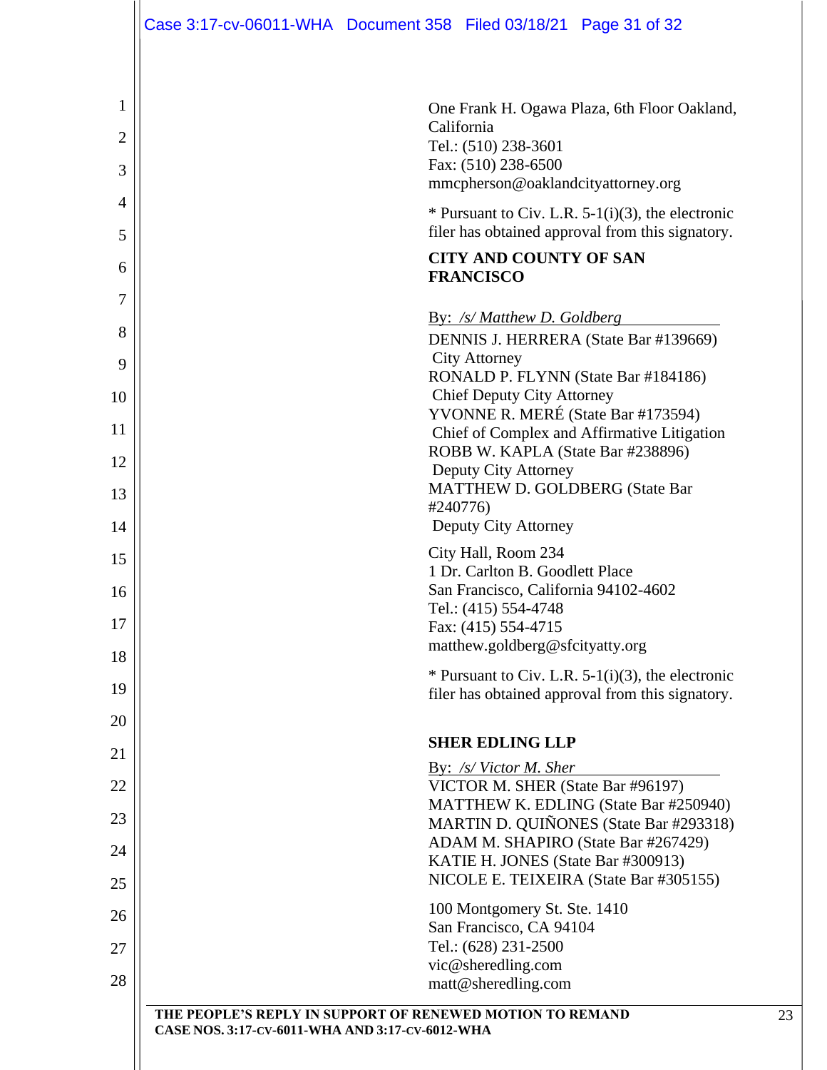One Frank H. Ogawa Plaza, 6th Floor Oakland, California
Tel.: (510) 238-3601
Fax: (510) 238-6500
mmcpherson@oaklandcityattorney.org

* Pursuant to Civ. L.R. 5-1(i)(3), the electronic filer has obtained approval from this signatory.

**CITY AND COUNTY OF SAN FRANCISCO**

By: */s/ Matthew D. Goldberg*
DENNIS J. HERRERA (State Bar #139669)
City Attorney
RONALD P. FLYNN (State Bar #184186)
Chief Deputy City Attorney
YVONNE R. MERÉ (State Bar #173594)
Chief of Complex and Affirmative Litigation
ROBB W. KAPLA (State Bar #238896)
Deputy City Attorney
MATTHEW D. GOLDBERG (State Bar #240776)
Deputy City Attorney

City Hall, Room 234
1 Dr. Carlton B. Goodlett Place
San Francisco, California 94102-4602
Tel.: (415) 554-4748
Fax: (415) 554-4715
matthew.goldberg@sfcityatty.org

* Pursuant to Civ. L.R. 5-1(i)(3), the electronic filer has obtained approval from this signatory.

**SHER EDLING LLP**

By: */s/ Victor M. Sher*
VICTOR M. SHER (State Bar #96197)
MATTHEW K. EDLING (State Bar #250940)
MARTIN D. QUIÑONES (State Bar #293318)
ADAM M. SHAPIRO (State Bar #267429)
KATIE H. JONES (State Bar #300913)
NICOLE E. TEIXEIRA (State Bar #305155)

100 Montgomery St. Ste. 1410
San Francisco, CA 94104
Tel.: (628) 231-2500
vic@sheredling.com
matt@sheredling.com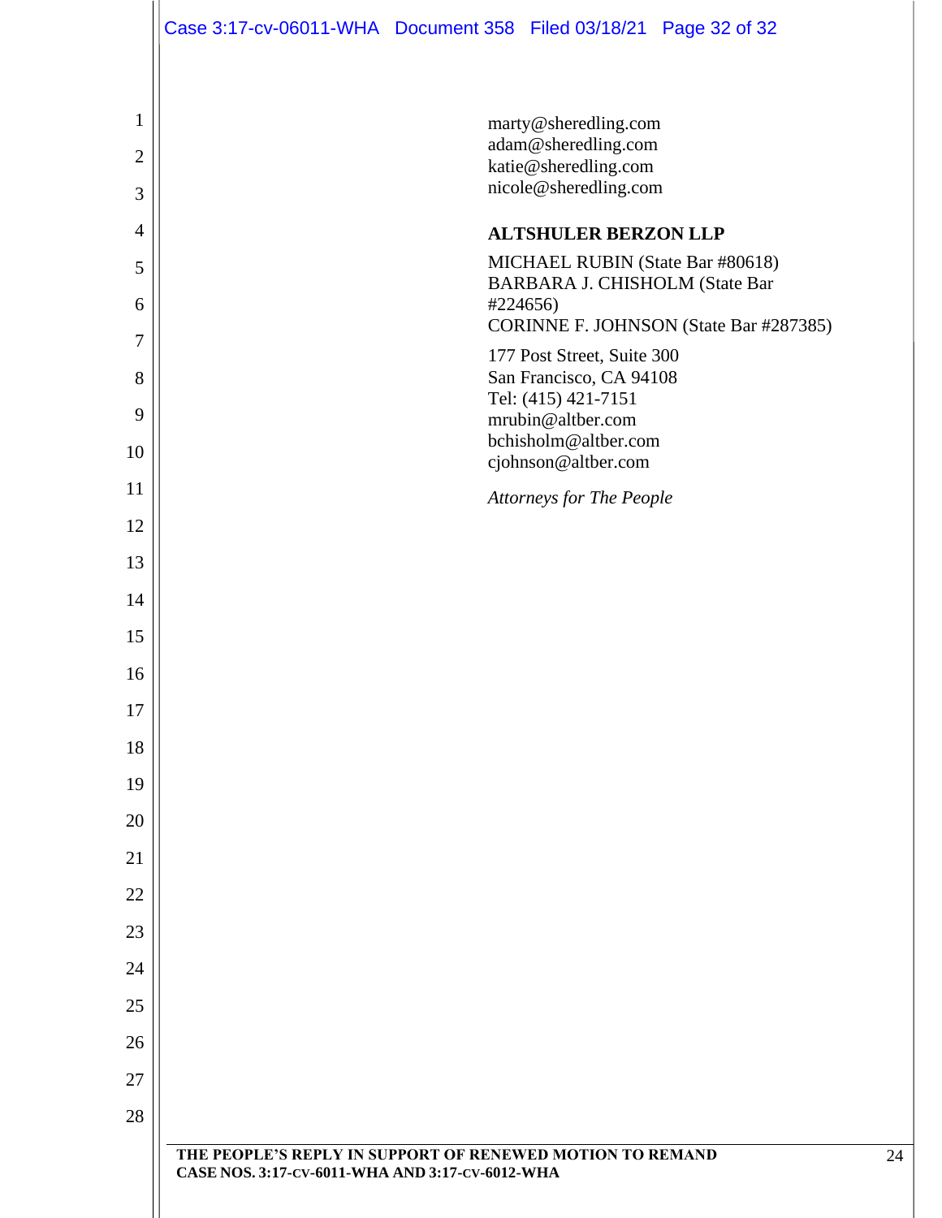marty@sheredling.com
adam@sheredling.com
katie@sheredling.com
nicole@sheredling.com

**ALTSHULER BERZON LLP**

MICHAEL RUBIN (State Bar #80618)
BARBARA J. CHISHOLM (State Bar #224656)
CORINNE F. JOHNSON (State Bar #287385)

177 Post Street, Suite 300
San Francisco, CA 94108
Tel: (415) 421-7151
mrubin@altber.com
bchisholm@altber.com
cjohnson@altber.com

*Attorneys for The People*